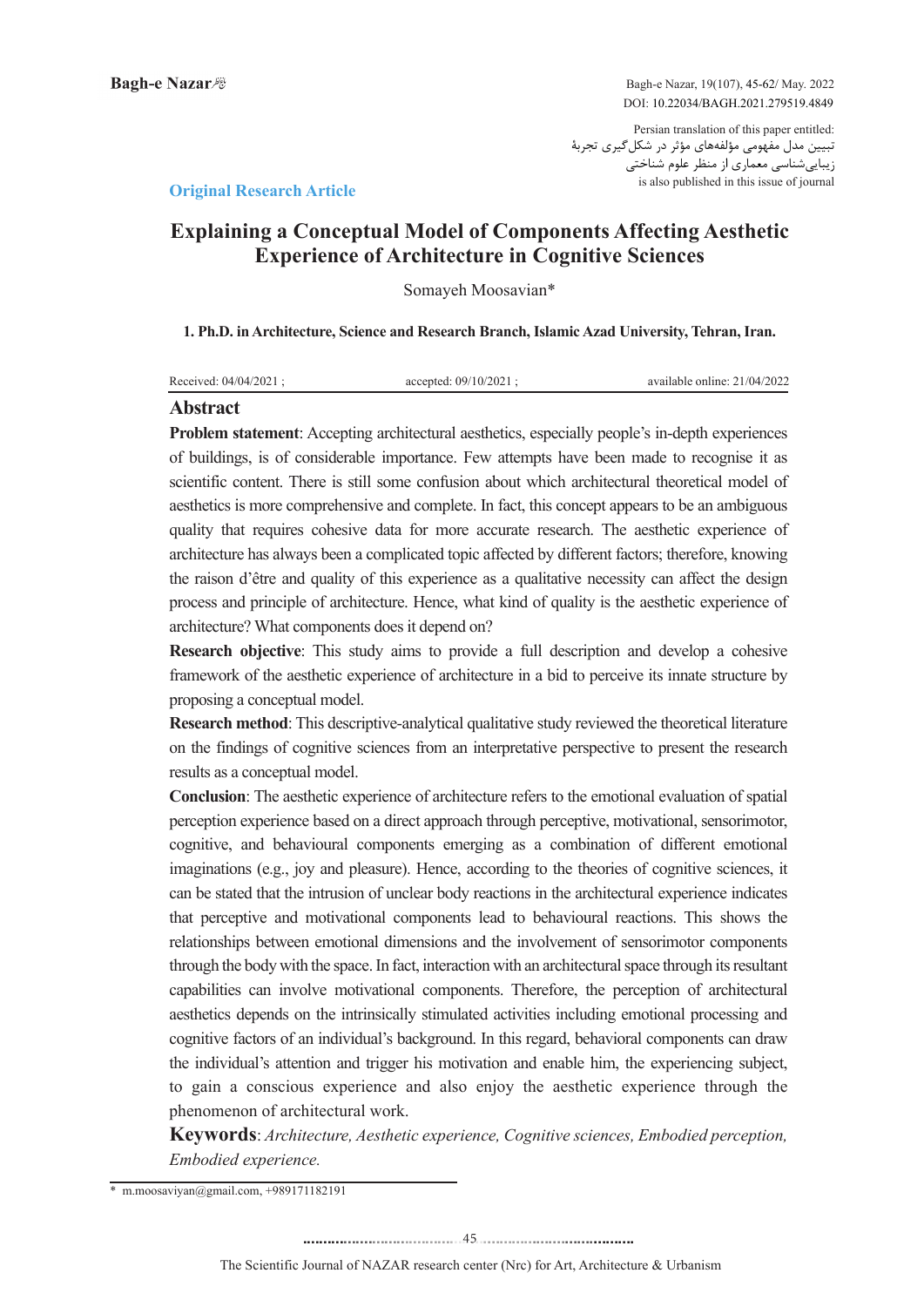Persian translation of this paper entitled:
تبیین مدل مفهومی مؤلفه‌های مؤثر در شکل‌گیری تجربهٔ زیبایی‌شناسی معماری از منظر علوم شناختی
is also published in this issue of journal

**Original Research Article**

# Explaining a Conceptual Model of Components Affecting Aesthetic Experience of Architecture in Cognitive Sciences

Somayeh Moosavian*

**1. Ph.D. in Architecture, Science and Research Branch, Islamic Azad University, Tehran, Iran.**

Received: 04/04/2021 ; accepted: 09/10/2021 ; available online: 21/04/2022

## Abstract

**Problem statement**: Accepting architectural aesthetics, especially people's in-depth experiences of buildings, is of considerable importance. Few attempts have been made to recognise it as scientific content. There is still some confusion about which architectural theoretical model of aesthetics is more comprehensive and complete. In fact, this concept appears to be an ambiguous quality that requires cohesive data for more accurate research. The aesthetic experience of architecture has always been a complicated topic affected by different factors; therefore, knowing the raison d'être and quality of this experience as a qualitative necessity can affect the design process and principle of architecture. Hence, what kind of quality is the aesthetic experience of architecture? What components does it depend on?

**Research objective**: This study aims to provide a full description and develop a cohesive framework of the aesthetic experience of architecture in a bid to perceive its innate structure by proposing a conceptual model.

**Research method**: This descriptive-analytical qualitative study reviewed the theoretical literature on the findings of cognitive sciences from an interpretative perspective to present the research results as a conceptual model.

**Conclusion**: The aesthetic experience of architecture refers to the emotional evaluation of spatial perception experience based on a direct approach through perceptive, motivational, sensorimotor, cognitive, and behavioural components emerging as a combination of different emotional imaginations (e.g., joy and pleasure). Hence, according to the theories of cognitive sciences, it can be stated that the intrusion of unclear body reactions in the architectural experience indicates that perceptive and motivational components lead to behavioural reactions. This shows the relationships between emotional dimensions and the involvement of sensorimotor components through the body with the space. In fact, interaction with an architectural space through its resultant capabilities can involve motivational components. Therefore, the perception of architectural aesthetics depends on the intrinsically stimulated activities including emotional processing and cognitive factors of an individual's background. In this regard, behavioral components can draw the individual's attention and trigger his motivation and enable him, the experiencing subject, to gain a conscious experience and also enjoy the aesthetic experience through the phenomenon of architectural work.

**Keywords**: *Architecture, Aesthetic experience, Cognitive sciences, Embodied perception, Embodied experience.*

---

* m.moosaviyan@gmail.com, +989171182191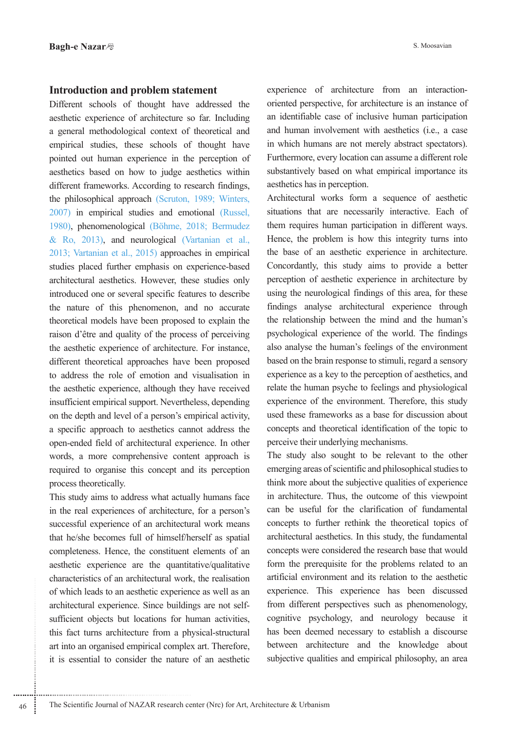## Introduction and problem statement

Different schools of thought have addressed the aesthetic experience of architecture so far. Including a general methodological context of theoretical and empirical studies, these schools of thought have pointed out human experience in the perception of aesthetics based on how to judge aesthetics within different frameworks. According to research findings, the philosophical approach (Scruton, 1989; Winters, 2007) in empirical studies and emotional (Russel, 1980), phenomenological (Böhme, 2018; Bermudez & Ro, 2013), and neurological (Vartanian et al., 2013; Vartanian et al., 2015) approaches in empirical studies placed further emphasis on experience-based architectural aesthetics. However, these studies only introduced one or several specific features to describe the nature of this phenomenon, and no accurate theoretical models have been proposed to explain the raison d'être and quality of the process of perceiving the aesthetic experience of architecture. For instance, different theoretical approaches have been proposed to address the role of emotion and visualisation in the aesthetic experience, although they have received insufficient empirical support. Nevertheless, depending on the depth and level of a person's empirical activity, a specific approach to aesthetics cannot address the open-ended field of architectural experience. In other words, a more comprehensive content approach is required to organise this concept and its perception process theoretically.

This study aims to address what actually humans face in the real experiences of architecture, for a person's successful experience of an architectural work means that he/she becomes full of himself/herself as spatial completeness. Hence, the constituent elements of an aesthetic experience are the quantitative/qualitative characteristics of an architectural work, the realisation of which leads to an aesthetic experience as well as an architectural experience. Since buildings are not self-sufficient objects but locations for human activities, this fact turns architecture from a physical-structural art into an organised empirical complex art. Therefore, it is essential to consider the nature of an aesthetic experience of architecture from an interaction-oriented perspective, for architecture is an instance of an identifiable case of inclusive human participation and human involvement with aesthetics (i.e., a case in which humans are not merely abstract spectators). Furthermore, every location can assume a different role substantively based on what empirical importance its aesthetics has in perception.

Architectural works form a sequence of aesthetic situations that are necessarily interactive. Each of them requires human participation in different ways. Hence, the problem is how this integrity turns into the base of an aesthetic experience in architecture. Concordantly, this study aims to provide a better perception of aesthetic experience in architecture by using the neurological findings of this area, for these findings analyse architectural experience through the relationship between the mind and the human's psychological experience of the world. The findings also analyse the human's feelings of the environment based on the brain response to stimuli, regard a sensory experience as a key to the perception of aesthetics, and relate the human psyche to feelings and physiological experience of the environment. Therefore, this study used these frameworks as a base for discussion about concepts and theoretical identification of the topic to perceive their underlying mechanisms.

The study also sought to be relevant to the other emerging areas of scientific and philosophical studies to think more about the subjective qualities of experience in architecture. Thus, the outcome of this viewpoint can be useful for the clarification of fundamental concepts to further rethink the theoretical topics of architectural aesthetics. In this study, the fundamental concepts were considered the research base that would form the prerequisite for the problems related to an artificial environment and its relation to the aesthetic experience. This experience has been discussed from different perspectives such as phenomenology, cognitive psychology, and neurology because it has been deemed necessary to establish a discourse between architecture and the knowledge about subjective qualities and empirical philosophy, an area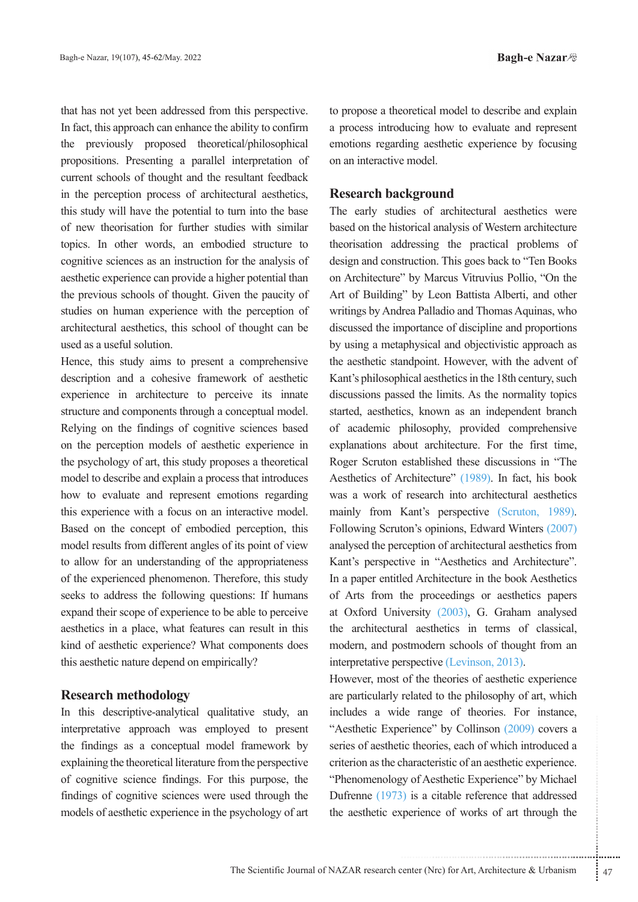that has not yet been addressed from this perspective. In fact, this approach can enhance the ability to confirm the previously proposed theoretical/philosophical propositions. Presenting a parallel interpretation of current schools of thought and the resultant feedback in the perception process of architectural aesthetics, this study will have the potential to turn into the base of new theorisation for further studies with similar topics. In other words, an embodied structure to cognitive sciences as an instruction for the analysis of aesthetic experience can provide a higher potential than the previous schools of thought. Given the paucity of studies on human experience with the perception of architectural aesthetics, this school of thought can be used as a useful solution.

Hence, this study aims to present a comprehensive description and a cohesive framework of aesthetic experience in architecture to perceive its innate structure and components through a conceptual model. Relying on the findings of cognitive sciences based on the perception models of aesthetic experience in the psychology of art, this study proposes a theoretical model to describe and explain a process that introduces how to evaluate and represent emotions regarding this experience with a focus on an interactive model. Based on the concept of embodied perception, this model results from different angles of its point of view to allow for an understanding of the appropriateness of the experienced phenomenon. Therefore, this study seeks to address the following questions: If humans expand their scope of experience to be able to perceive aesthetics in a place, what features can result in this kind of aesthetic experience? What components does this aesthetic nature depend on empirically?

## Research methodology

In this descriptive-analytical qualitative study, an interpretative approach was employed to present the findings as a conceptual model framework by explaining the theoretical literature from the perspective of cognitive science findings. For this purpose, the findings of cognitive sciences were used through the models of aesthetic experience in the psychology of art to propose a theoretical model to describe and explain a process introducing how to evaluate and represent emotions regarding aesthetic experience by focusing on an interactive model.

## Research background

The early studies of architectural aesthetics were based on the historical analysis of Western architecture theorisation addressing the practical problems of design and construction. This goes back to "Ten Books on Architecture" by Marcus Vitruvius Pollio, "On the Art of Building" by Leon Battista Alberti, and other writings by Andrea Palladio and Thomas Aquinas, who discussed the importance of discipline and proportions by using a metaphysical and objectivistic approach as the aesthetic standpoint. However, with the advent of Kant's philosophical aesthetics in the 18th century, such discussions passed the limits. As the normality topics started, aesthetics, known as an independent branch of academic philosophy, provided comprehensive explanations about architecture. For the first time, Roger Scruton established these discussions in "The Aesthetics of Architecture" (1989). In fact, his book was a work of research into architectural aesthetics mainly from Kant's perspective (Scruton, 1989). Following Scruton's opinions, Edward Winters (2007) analysed the perception of architectural aesthetics from Kant's perspective in "Aesthetics and Architecture". In a paper entitled Architecture in the book Aesthetics of Arts from the proceedings or aesthetics papers at Oxford University (2003), G. Graham analysed the architectural aesthetics in terms of classical, modern, and postmodern schools of thought from an interpretative perspective (Levinson, 2013).

However, most of the theories of aesthetic experience are particularly related to the philosophy of art, which includes a wide range of theories. For instance, "Aesthetic Experience" by Collinson (2009) covers a series of aesthetic theories, each of which introduced a criterion as the characteristic of an aesthetic experience. "Phenomenology of Aesthetic Experience" by Michael Dufrenne (1973) is a citable reference that addressed the aesthetic experience of works of art through the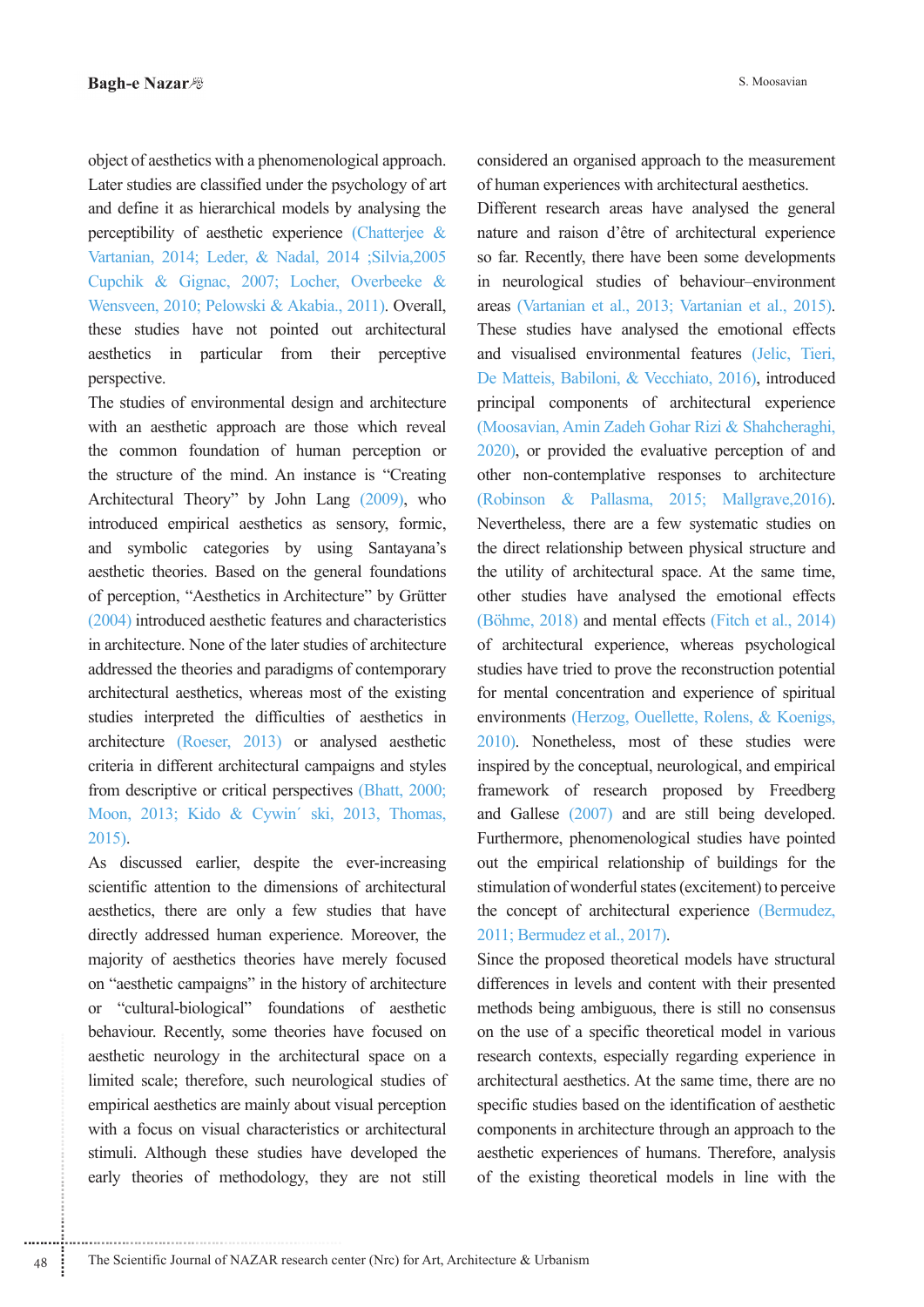object of aesthetics with a phenomenological approach. Later studies are classified under the psychology of art and define it as hierarchical models by analysing the perceptibility of aesthetic experience (Chatterjee & Vartanian, 2014; Leder, & Nadal, 2014 ;Silvia,2005 Cupchik & Gignac, 2007; Locher, Overbeeke & Wensveen, 2010; Pelowski & Akabia., 2011). Overall, these studies have not pointed out architectural aesthetics in particular from their perceptive perspective.

The studies of environmental design and architecture with an aesthetic approach are those which reveal the common foundation of human perception or the structure of the mind. An instance is "Creating Architectural Theory" by John Lang (2009), who introduced empirical aesthetics as sensory, formic, and symbolic categories by using Santayana's aesthetic theories. Based on the general foundations of perception, "Aesthetics in Architecture" by Grütter (2004) introduced aesthetic features and characteristics in architecture. None of the later studies of architecture addressed the theories and paradigms of contemporary architectural aesthetics, whereas most of the existing studies interpreted the difficulties of aesthetics in architecture (Roeser, 2013) or analysed aesthetic criteria in different architectural campaigns and styles from descriptive or critical perspectives (Bhatt, 2000; Moon, 2013; Kido & Cywin´ ski, 2013, Thomas, 2015).

As discussed earlier, despite the ever-increasing scientific attention to the dimensions of architectural aesthetics, there are only a few studies that have directly addressed human experience. Moreover, the majority of aesthetics theories have merely focused on "aesthetic campaigns" in the history of architecture or "cultural-biological" foundations of aesthetic behaviour. Recently, some theories have focused on aesthetic neurology in the architectural space on a limited scale; therefore, such neurological studies of empirical aesthetics are mainly about visual perception with a focus on visual characteristics or architectural stimuli. Although these studies have developed the early theories of methodology, they are not still considered an organised approach to the measurement of human experiences with architectural aesthetics.

Different research areas have analysed the general nature and raison d'être of architectural experience so far. Recently, there have been some developments in neurological studies of behaviour–environment areas (Vartanian et al., 2013; Vartanian et al., 2015). These studies have analysed the emotional effects and visualised environmental features (Jelic, Tieri, De Matteis, Babiloni, & Vecchiato, 2016), introduced principal components of architectural experience (Moosavian, Amin Zadeh Gohar Rizi & Shahcheraghi, 2020), or provided the evaluative perception of and other non-contemplative responses to architecture (Robinson & Pallasma, 2015; Mallgrave,2016). Nevertheless, there are a few systematic studies on the direct relationship between physical structure and the utility of architectural space. At the same time, other studies have analysed the emotional effects (Böhme, 2018) and mental effects (Fitch et al., 2014) of architectural experience, whereas psychological studies have tried to prove the reconstruction potential for mental concentration and experience of spiritual environments (Herzog, Ouellette, Rolens, & Koenigs, 2010). Nonetheless, most of these studies were inspired by the conceptual, neurological, and empirical framework of research proposed by Freedberg and Gallese (2007) and are still being developed. Furthermore, phenomenological studies have pointed out the empirical relationship of buildings for the stimulation of wonderful states (excitement) to perceive the concept of architectural experience (Bermudez, 2011; Bermudez et al., 2017).

Since the proposed theoretical models have structural differences in levels and content with their presented methods being ambiguous, there is still no consensus on the use of a specific theoretical model in various research contexts, especially regarding experience in architectural aesthetics. At the same time, there are no specific studies based on the identification of aesthetic components in architecture through an approach to the aesthetic experiences of humans. Therefore, analysis of the existing theoretical models in line with the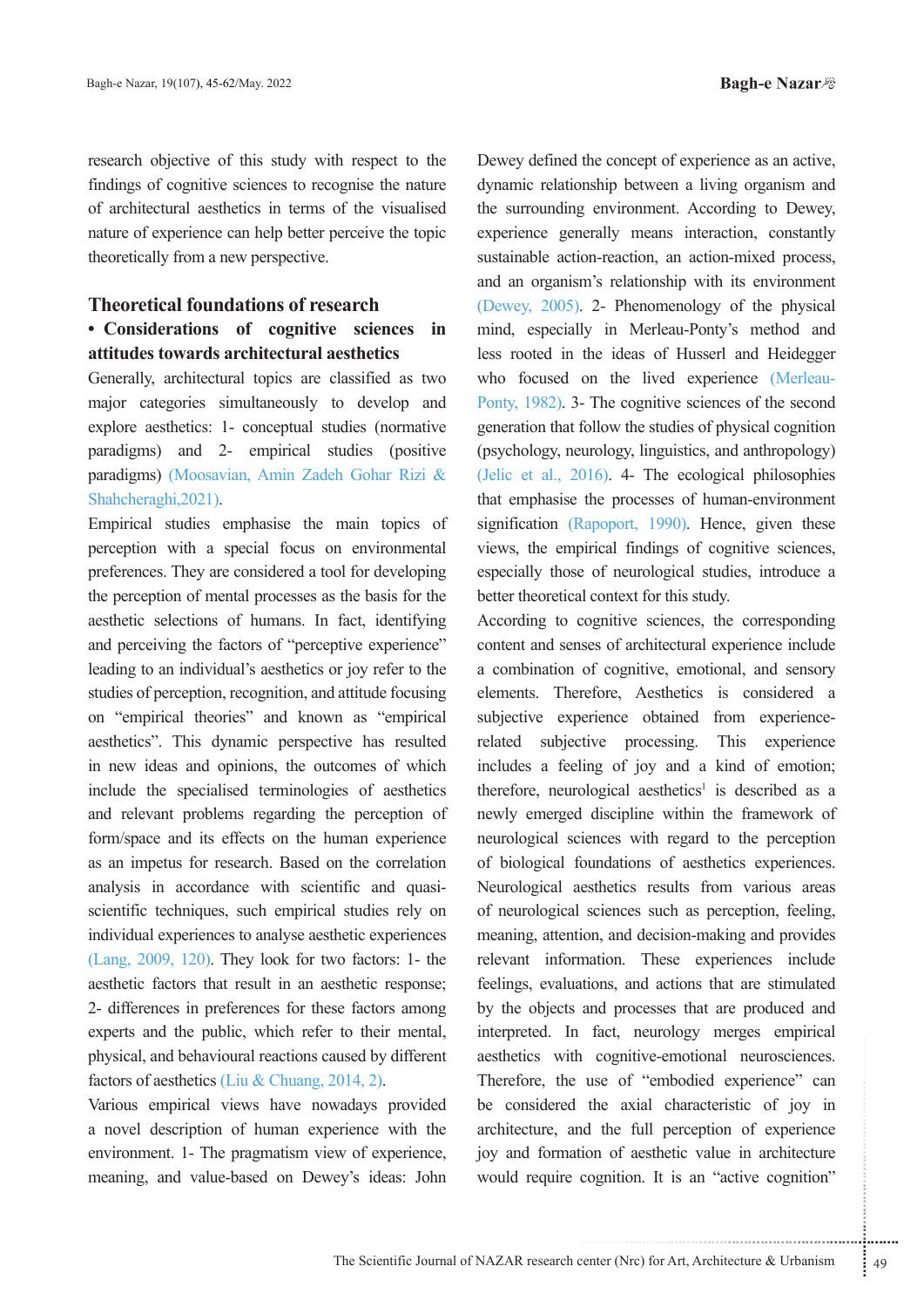research objective of this study with respect to the findings of cognitive sciences to recognise the nature of architectural aesthetics in terms of the visualised nature of experience can help better perceive the topic theoretically from a new perspective.

## Theoretical foundations of research

### • Considerations of cognitive sciences in attitudes towards architectural aesthetics

Generally, architectural topics are classified as two major categories simultaneously to develop and explore aesthetics: 1- conceptual studies (normative paradigms) and 2- empirical studies (positive paradigms) (Moosavian, Amin Zadeh Gohar Rizi & Shahcheraghi,2021).

Empirical studies emphasise the main topics of perception with a special focus on environmental preferences. They are considered a tool for developing the perception of mental processes as the basis for the aesthetic selections of humans. In fact, identifying and perceiving the factors of "perceptive experience" leading to an individual's aesthetics or joy refer to the studies of perception, recognition, and attitude focusing on "empirical theories" and known as "empirical aesthetics". This dynamic perspective has resulted in new ideas and opinions, the outcomes of which include the specialised terminologies of aesthetics and relevant problems regarding the perception of form/space and its effects on the human experience as an impetus for research. Based on the correlation analysis in accordance with scientific and quasi-scientific techniques, such empirical studies rely on individual experiences to analyse aesthetic experiences (Lang, 2009, 120). They look for two factors: 1- the aesthetic factors that result in an aesthetic response; 2- differences in preferences for these factors among experts and the public, which refer to their mental, physical, and behavioural reactions caused by different factors of aesthetics (Liu & Chuang, 2014, 2).

Various empirical views have nowadays provided a novel description of human experience with the environment. 1- The pragmatism view of experience, meaning, and value-based on Dewey's ideas: John Dewey defined the concept of experience as an active, dynamic relationship between a living organism and the surrounding environment. According to Dewey, experience generally means interaction, constantly sustainable action-reaction, an action-mixed process, and an organism's relationship with its environment (Dewey, 2005). 2- Phenomenology of the physical mind, especially in Merleau-Ponty's method and less rooted in the ideas of Husserl and Heidegger who focused on the lived experience (Merleau-Ponty, 1982). 3- The cognitive sciences of the second generation that follow the studies of physical cognition (psychology, neurology, linguistics, and anthropology) (Jelic et al., 2016). 4- The ecological philosophies that emphasise the processes of human-environment signification (Rapoport, 1990). Hence, given these views, the empirical findings of cognitive sciences, especially those of neurological studies, introduce a better theoretical context for this study.

According to cognitive sciences, the corresponding content and senses of architectural experience include a combination of cognitive, emotional, and sensory elements. Therefore, Aesthetics is considered a subjective experience obtained from experience-related subjective processing. This experience includes a feeling of joy and a kind of emotion; therefore, neurological aesthetics[1] is described as a newly emerged discipline within the framework of neurological sciences with regard to the perception of biological foundations of aesthetics experiences. Neurological aesthetics results from various areas of neurological sciences such as perception, feeling, meaning, attention, and decision-making and provides relevant information. These experiences include feelings, evaluations, and actions that are stimulated by the objects and processes that are produced and interpreted. In fact, neurology merges empirical aesthetics with cognitive-emotional neurosciences. Therefore, the use of "embodied experience" can be considered the axial characteristic of joy in architecture, and the full perception of experience joy and formation of aesthetic value in architecture would require cognition. It is an "active cognition"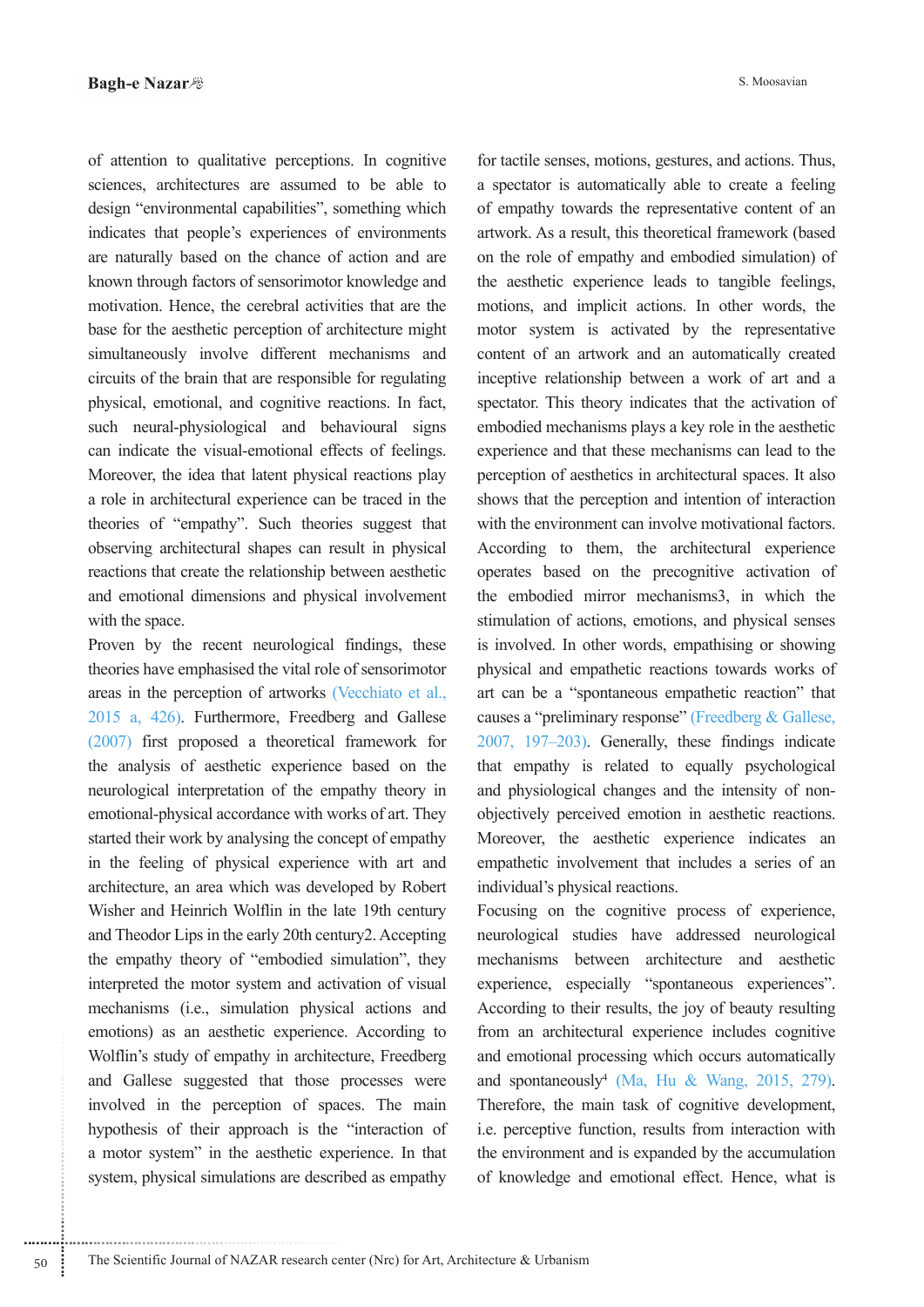of attention to qualitative perceptions. In cognitive sciences, architectures are assumed to be able to design "environmental capabilities", something which indicates that people's experiences of environments are naturally based on the chance of action and are known through factors of sensorimotor knowledge and motivation. Hence, the cerebral activities that are the base for the aesthetic perception of architecture might simultaneously involve different mechanisms and circuits of the brain that are responsible for regulating physical, emotional, and cognitive reactions. In fact, such neural-physiological and behavioural signs can indicate the visual-emotional effects of feelings. Moreover, the idea that latent physical reactions play a role in architectural experience can be traced in the theories of "empathy". Such theories suggest that observing architectural shapes can result in physical reactions that create the relationship between aesthetic and emotional dimensions and physical involvement with the space.

Proven by the recent neurological findings, these theories have emphasised the vital role of sensorimotor areas in the perception of artworks (Vecchiato et al., 2015 a, 426). Furthermore, Freedberg and Gallese (2007) first proposed a theoretical framework for the analysis of aesthetic experience based on the neurological interpretation of the empathy theory in emotional-physical accordance with works of art. They started their work by analysing the concept of empathy in the feeling of physical experience with art and architecture, an area which was developed by Robert Wisher and Heinrich Wolflin in the late 19th century and Theodor Lips in the early 20th century2. Accepting the empathy theory of "embodied simulation", they interpreted the motor system and activation of visual mechanisms (i.e., simulation physical actions and emotions) as an aesthetic experience. According to Wolflin's study of empathy in architecture, Freedberg and Gallese suggested that those processes were involved in the perception of spaces. The main hypothesis of their approach is the "interaction of a motor system" in the aesthetic experience. In that system, physical simulations are described as empathy for tactile senses, motions, gestures, and actions. Thus, a spectator is automatically able to create a feeling of empathy towards the representative content of an artwork. As a result, this theoretical framework (based on the role of empathy and embodied simulation) of the aesthetic experience leads to tangible feelings, motions, and implicit actions. In other words, the motor system is activated by the representative content of an artwork and an automatically created inceptive relationship between a work of art and a spectator. This theory indicates that the activation of embodied mechanisms plays a key role in the aesthetic experience and that these mechanisms can lead to the perception of aesthetics in architectural spaces. It also shows that the perception and intention of interaction with the environment can involve motivational factors. According to them, the architectural experience operates based on the precognitive activation of the embodied mirror mechanisms3, in which the stimulation of actions, emotions, and physical senses is involved. In other words, empathising or showing physical and empathetic reactions towards works of art can be a "spontaneous empathetic reaction" that causes a "preliminary response" (Freedberg & Gallese, 2007, 197–203). Generally, these findings indicate that empathy is related to equally psychological and physiological changes and the intensity of non-objectively perceived emotion in aesthetic reactions. Moreover, the aesthetic experience indicates an empathetic involvement that includes a series of an individual's physical reactions.

Focusing on the cognitive process of experience, neurological studies have addressed neurological mechanisms between architecture and aesthetic experience, especially "spontaneous experiences". According to their results, the joy of beauty resulting from an architectural experience includes cognitive and emotional processing which occurs automatically and spontaneously[4] (Ma, Hu & Wang, 2015, 279). Therefore, the main task of cognitive development, i.e. perceptive function, results from interaction with the environment and is expanded by the accumulation of knowledge and emotional effect. Hence, what is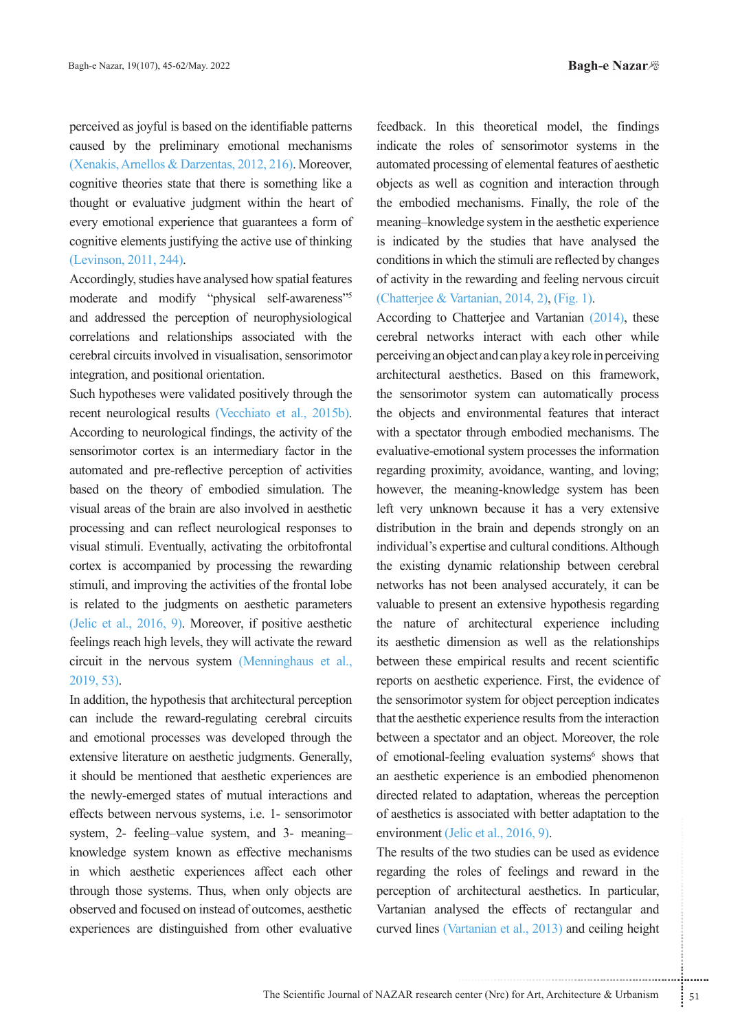perceived as joyful is based on the identifiable patterns caused by the preliminary emotional mechanisms (Xenakis, Arnellos & Darzentas, 2012, 216). Moreover, cognitive theories state that there is something like a thought or evaluative judgment within the heart of every emotional experience that guarantees a form of cognitive elements justifying the active use of thinking (Levinson, 2011, 244).

Accordingly, studies have analysed how spatial features moderate and modify "physical self-awareness"[5] and addressed the perception of neurophysiological correlations and relationships associated with the cerebral circuits involved in visualisation, sensorimotor integration, and positional orientation.

Such hypotheses were validated positively through the recent neurological results (Vecchiato et al., 2015b). According to neurological findings, the activity of the sensorimotor cortex is an intermediary factor in the automated and pre-reflective perception of activities based on the theory of embodied simulation. The visual areas of the brain are also involved in aesthetic processing and can reflect neurological responses to visual stimuli. Eventually, activating the orbitofrontal cortex is accompanied by processing the rewarding stimuli, and improving the activities of the frontal lobe is related to the judgments on aesthetic parameters (Jelic et al., 2016, 9). Moreover, if positive aesthetic feelings reach high levels, they will activate the reward circuit in the nervous system (Menninghaus et al., 2019, 53).

In addition, the hypothesis that architectural perception can include the reward-regulating cerebral circuits and emotional processes was developed through the extensive literature on aesthetic judgments. Generally, it should be mentioned that aesthetic experiences are the newly-emerged states of mutual interactions and effects between nervous systems, i.e. 1- sensorimotor system, 2- feeling–value system, and 3- meaning–knowledge system known as effective mechanisms in which aesthetic experiences affect each other through those systems. Thus, when only objects are observed and focused on instead of outcomes, aesthetic experiences are distinguished from other evaluative feedback. In this theoretical model, the findings indicate the roles of sensorimotor systems in the automated processing of elemental features of aesthetic objects as well as cognition and interaction through the embodied mechanisms. Finally, the role of the meaning–knowledge system in the aesthetic experience is indicated by the studies that have analysed the conditions in which the stimuli are reflected by changes of activity in the rewarding and feeling nervous circuit (Chatterjee & Vartanian, 2014, 2), (Fig. 1).

According to Chatterjee and Vartanian (2014), these cerebral networks interact with each other while perceiving an object and can play a key role in perceiving architectural aesthetics. Based on this framework, the sensorimotor system can automatically process the objects and environmental features that interact with a spectator through embodied mechanisms. The evaluative-emotional system processes the information regarding proximity, avoidance, wanting, and loving; however, the meaning-knowledge system has been left very unknown because it has a very extensive distribution in the brain and depends strongly on an individual's expertise and cultural conditions. Although the existing dynamic relationship between cerebral networks has not been analysed accurately, it can be valuable to present an extensive hypothesis regarding the nature of architectural experience including its aesthetic dimension as well as the relationships between these empirical results and recent scientific reports on aesthetic experience. First, the evidence of the sensorimotor system for object perception indicates that the aesthetic experience results from the interaction between a spectator and an object. Moreover, the role of emotional-feeling evaluation systems[6] shows that an aesthetic experience is an embodied phenomenon directed related to adaptation, whereas the perception of aesthetics is associated with better adaptation to the environment (Jelic et al., 2016, 9).

The results of the two studies can be used as evidence regarding the roles of feelings and reward in the perception of architectural aesthetics. In particular, Vartanian analysed the effects of rectangular and curved lines (Vartanian et al., 2013) and ceiling height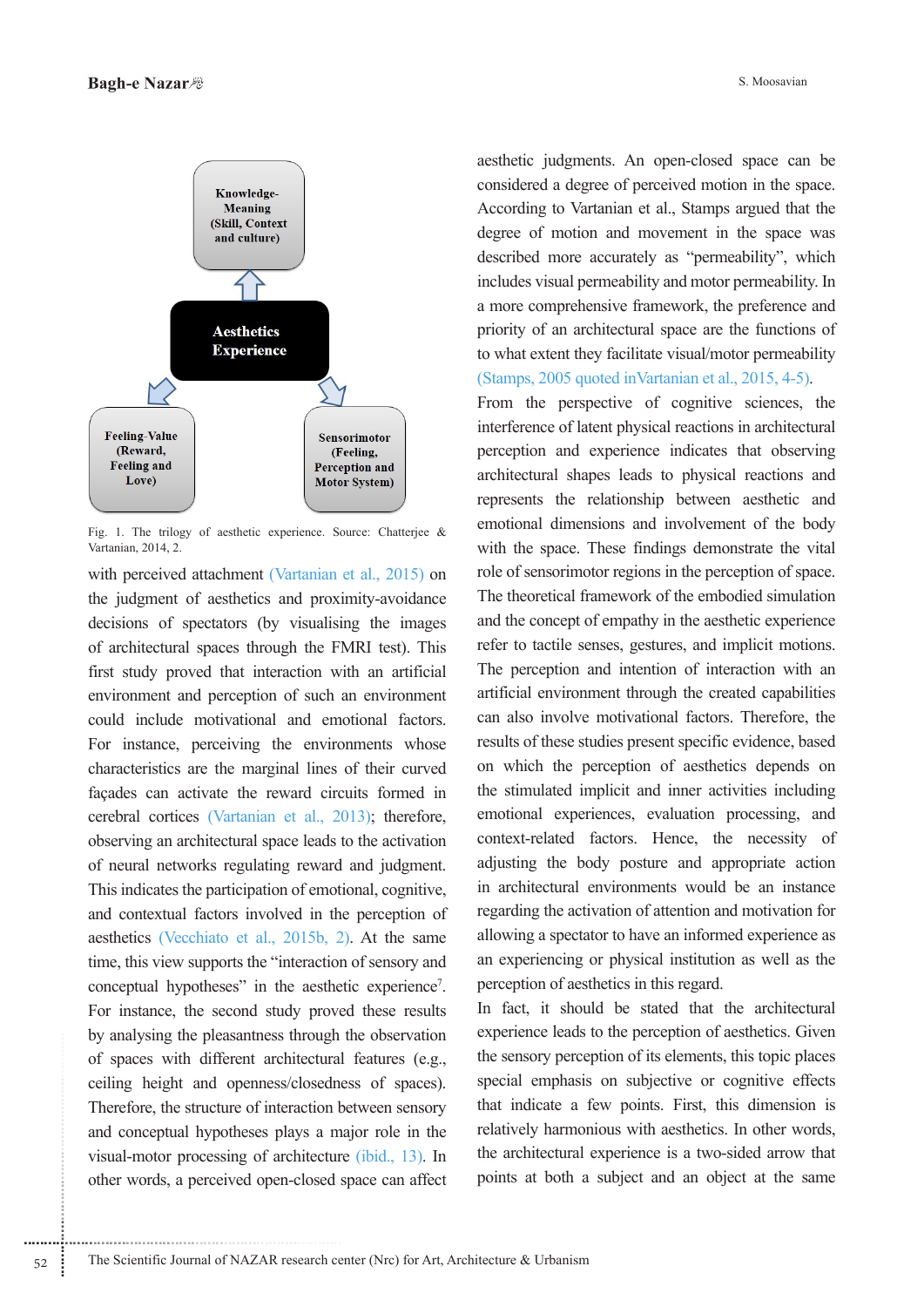Fig. 1. The trilogy of aesthetic experience. Source: Chatterjee & Vartanian, 2014, 2.

with perceived attachment (Vartanian et al., 2015) on the judgment of aesthetics and proximity-avoidance decisions of spectators (by visualising the images of architectural spaces through the FMRI test). This first study proved that interaction with an artificial environment and perception of such an environment could include motivational and emotional factors. For instance, perceiving the environments whose characteristics are the marginal lines of their curved façades can activate the reward circuits formed in cerebral cortices (Vartanian et al., 2013); therefore, observing an architectural space leads to the activation of neural networks regulating reward and judgment. This indicates the participation of emotional, cognitive, and contextual factors involved in the perception of aesthetics (Vecchiato et al., 2015b, 2). At the same time, this view supports the "interaction of sensory and conceptual hypotheses" in the aesthetic experience[7]. For instance, the second study proved these results by analysing the pleasantness through the observation of spaces with different architectural features (e.g., ceiling height and openness/closedness of spaces). Therefore, the structure of interaction between sensory and conceptual hypotheses plays a major role in the visual-motor processing of architecture (ibid., 13). In other words, a perceived open-closed space can affect aesthetic judgments. An open-closed space can be considered a degree of perceived motion in the space. According to Vartanian et al., Stamps argued that the degree of motion and movement in the space was described more accurately as "permeability", which includes visual permeability and motor permeability. In a more comprehensive framework, the preference and priority of an architectural space are the functions of to what extent they facilitate visual/motor permeability (Stamps, 2005 quoted inVartanian et al., 2015, 4-5).

From the perspective of cognitive sciences, the interference of latent physical reactions in architectural perception and experience indicates that observing architectural shapes leads to physical reactions and represents the relationship between aesthetic and emotional dimensions and involvement of the body with the space. These findings demonstrate the vital role of sensorimotor regions in the perception of space. The theoretical framework of the embodied simulation and the concept of empathy in the aesthetic experience refer to tactile senses, gestures, and implicit motions. The perception and intention of interaction with an artificial environment through the created capabilities can also involve motivational factors. Therefore, the results of these studies present specific evidence, based on which the perception of aesthetics depends on the stimulated implicit and inner activities including emotional experiences, evaluation processing, and context-related factors. Hence, the necessity of adjusting the body posture and appropriate action in architectural environments would be an instance regarding the activation of attention and motivation for allowing a spectator to have an informed experience as an experiencing or physical institution as well as the perception of aesthetics in this regard.

In fact, it should be stated that the architectural experience leads to the perception of aesthetics. Given the sensory perception of its elements, this topic places special emphasis on subjective or cognitive effects that indicate a few points. First, this dimension is relatively harmonious with aesthetics. In other words, the architectural experience is a two-sided arrow that points at both a subject and an object at the same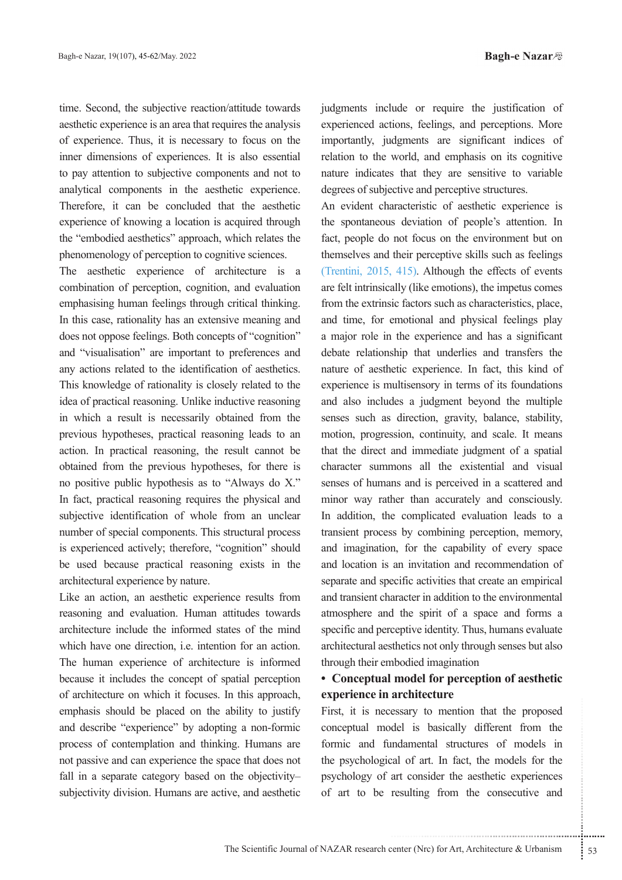time. Second, the subjective reaction/attitude towards aesthetic experience is an area that requires the analysis of experience. Thus, it is necessary to focus on the inner dimensions of experiences. It is also essential to pay attention to subjective components and not to analytical components in the aesthetic experience. Therefore, it can be concluded that the aesthetic experience of knowing a location is acquired through the "embodied aesthetics" approach, which relates the phenomenology of perception to cognitive sciences.

The aesthetic experience of architecture is a combination of perception, cognition, and evaluation emphasising human feelings through critical thinking. In this case, rationality has an extensive meaning and does not oppose feelings. Both concepts of "cognition" and "visualisation" are important to preferences and any actions related to the identification of aesthetics. This knowledge of rationality is closely related to the idea of practical reasoning. Unlike inductive reasoning in which a result is necessarily obtained from the previous hypotheses, practical reasoning leads to an action. In practical reasoning, the result cannot be obtained from the previous hypotheses, for there is no positive public hypothesis as to "Always do X." In fact, practical reasoning requires the physical and subjective identification of whole from an unclear number of special components. This structural process is experienced actively; therefore, "cognition" should be used because practical reasoning exists in the architectural experience by nature.

Like an action, an aesthetic experience results from reasoning and evaluation. Human attitudes towards architecture include the informed states of the mind which have one direction, i.e. intention for an action. The human experience of architecture is informed because it includes the concept of spatial perception of architecture on which it focuses. In this approach, emphasis should be placed on the ability to justify and describe "experience" by adopting a non-formic process of contemplation and thinking. Humans are not passive and can experience the space that does not fall in a separate category based on the objectivity–subjectivity division. Humans are active, and aesthetic judgments include or require the justification of experienced actions, feelings, and perceptions. More importantly, judgments are significant indices of relation to the world, and emphasis on its cognitive nature indicates that they are sensitive to variable degrees of subjective and perceptive structures.

An evident characteristic of aesthetic experience is the spontaneous deviation of people's attention. In fact, people do not focus on the environment but on themselves and their perceptive skills such as feelings (Trentini, 2015, 415). Although the effects of events are felt intrinsically (like emotions), the impetus comes from the extrinsic factors such as characteristics, place, and time, for emotional and physical feelings play a major role in the experience and has a significant debate relationship that underlies and transfers the nature of aesthetic experience. In fact, this kind of experience is multisensory in terms of its foundations and also includes a judgment beyond the multiple senses such as direction, gravity, balance, stability, motion, progression, continuity, and scale. It means that the direct and immediate judgment of a spatial character summons all the existential and visual senses of humans and is perceived in a scattered and minor way rather than accurately and consciously. In addition, the complicated evaluation leads to a transient process by combining perception, memory, and imagination, for the capability of every space and location is an invitation and recommendation of separate and specific activities that create an empirical and transient character in addition to the environmental atmosphere and the spirit of a space and forms a specific and perceptive identity. Thus, humans evaluate architectural aesthetics not only through senses but also through their embodied imagination

- **Conceptual model for perception of aesthetic experience in architecture**

First, it is necessary to mention that the proposed conceptual model is basically different from the formic and fundamental structures of models in the psychological of art. In fact, the models for the psychology of art consider the aesthetic experiences of art to be resulting from the consecutive and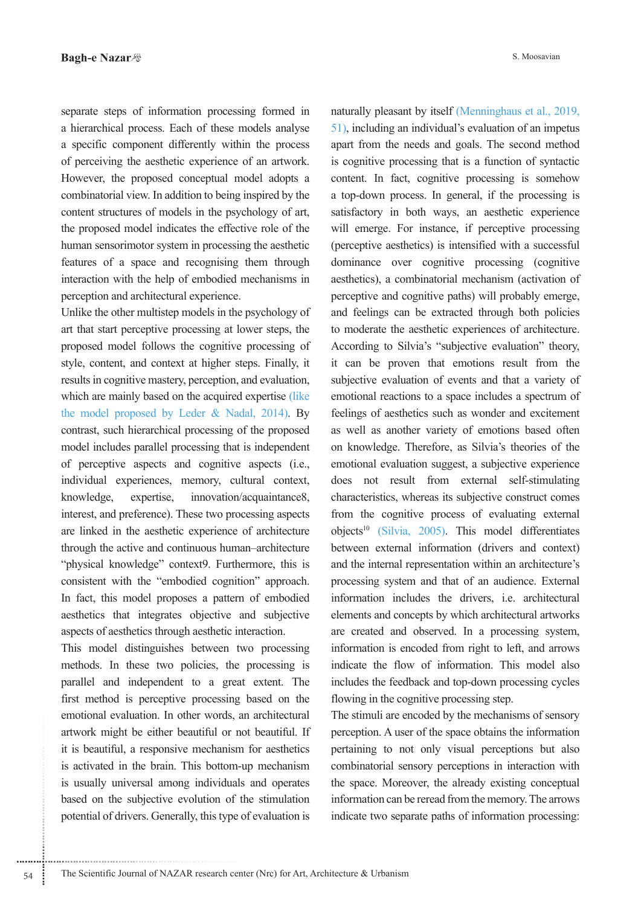separate steps of information processing formed in a hierarchical process. Each of these models analyse a specific component differently within the process of perceiving the aesthetic experience of an artwork. However, the proposed conceptual model adopts a combinatorial view. In addition to being inspired by the content structures of models in the psychology of art, the proposed model indicates the effective role of the human sensorimotor system in processing the aesthetic features of a space and recognising them through interaction with the help of embodied mechanisms in perception and architectural experience.

Unlike the other multistep models in the psychology of art that start perceptive processing at lower steps, the proposed model follows the cognitive processing of style, content, and context at higher steps. Finally, it results in cognitive mastery, perception, and evaluation, which are mainly based on the acquired expertise (like the model proposed by Leder & Nadal, 2014). By contrast, such hierarchical processing of the proposed model includes parallel processing that is independent of perceptive aspects and cognitive aspects (i.e., individual experiences, memory, cultural context, knowledge, expertise, innovation/acquaintance8, interest, and preference). These two processing aspects are linked in the aesthetic experience of architecture through the active and continuous human–architecture "physical knowledge" context9. Furthermore, this is consistent with the "embodied cognition" approach. In fact, this model proposes a pattern of embodied aesthetics that integrates objective and subjective aspects of aesthetics through aesthetic interaction.

This model distinguishes between two processing methods. In these two policies, the processing is parallel and independent to a great extent. The first method is perceptive processing based on the emotional evaluation. In other words, an architectural artwork might be either beautiful or not beautiful. If it is beautiful, a responsive mechanism for aesthetics is activated in the brain. This bottom-up mechanism is usually universal among individuals and operates based on the subjective evolution of the stimulation potential of drivers. Generally, this type of evaluation is naturally pleasant by itself (Menninghaus et al., 2019, 51), including an individual's evaluation of an impetus apart from the needs and goals. The second method is cognitive processing that is a function of syntactic content. In fact, cognitive processing is somehow a top-down process. In general, if the processing is satisfactory in both ways, an aesthetic experience will emerge. For instance, if perceptive processing (perceptive aesthetics) is intensified with a successful dominance over cognitive processing (cognitive aesthetics), a combinatorial mechanism (activation of perceptive and cognitive paths) will probably emerge, and feelings can be extracted through both policies to moderate the aesthetic experiences of architecture. According to Silvia's "subjective evaluation" theory, it can be proven that emotions result from the subjective evaluation of events and that a variety of emotional reactions to a space includes a spectrum of feelings of aesthetics such as wonder and excitement as well as another variety of emotions based often on knowledge. Therefore, as Silvia's theories of the emotional evaluation suggest, a subjective experience does not result from external self-stimulating characteristics, whereas its subjective construct comes from the cognitive process of evaluating external objects[10] (Silvia, 2005). This model differentiates between external information (drivers and context) and the internal representation within an architecture's processing system and that of an audience. External information includes the drivers, i.e. architectural elements and concepts by which architectural artworks are created and observed. In a processing system, information is encoded from right to left, and arrows indicate the flow of information. This model also includes the feedback and top-down processing cycles flowing in the cognitive processing step.

The stimuli are encoded by the mechanisms of sensory perception. A user of the space obtains the information pertaining to not only visual perceptions but also combinatorial sensory perceptions in interaction with the space. Moreover, the already existing conceptual information can be reread from the memory. The arrows indicate two separate paths of information processing: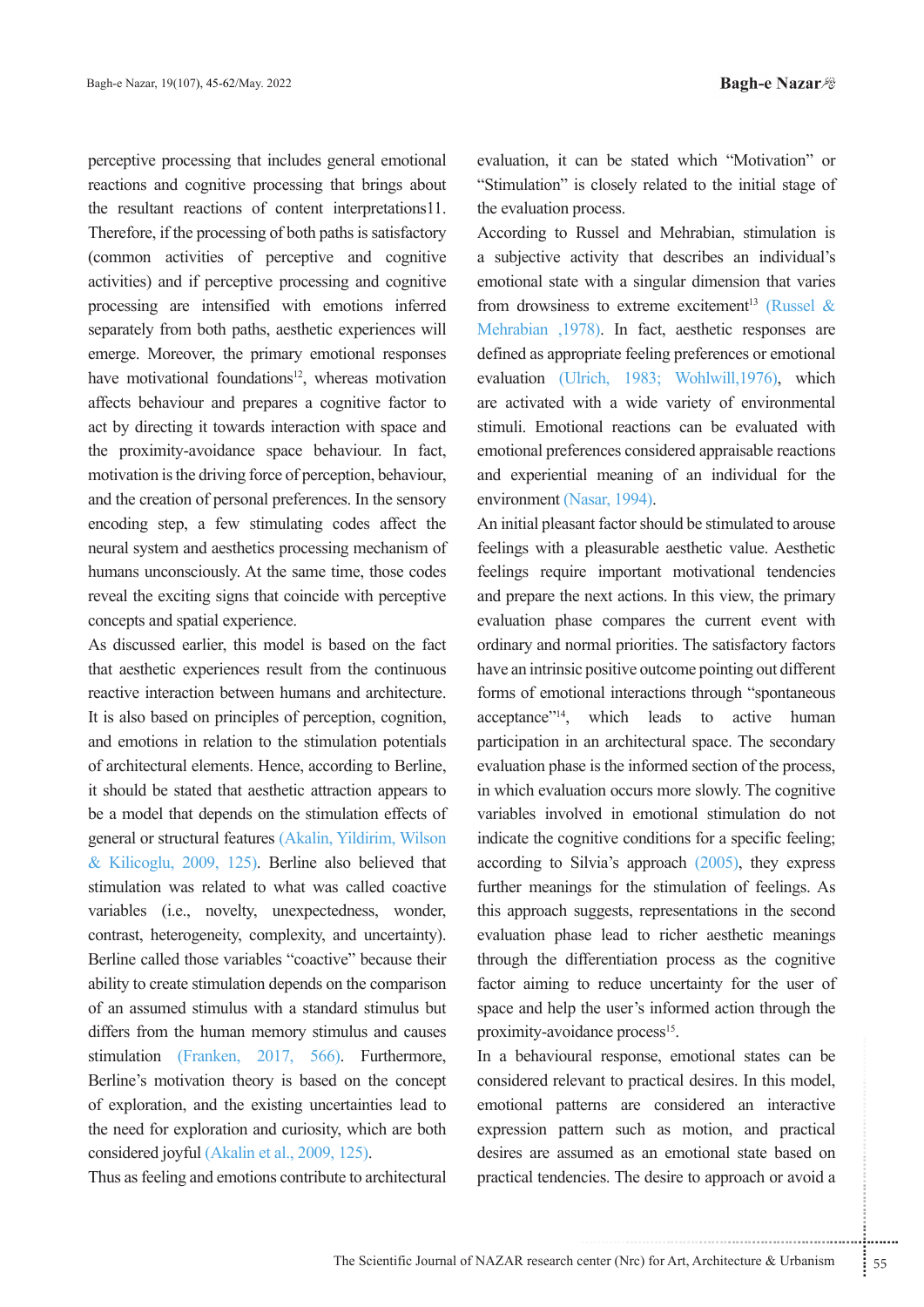perceptive processing that includes general emotional reactions and cognitive processing that brings about the resultant reactions of content interpretations11. Therefore, if the processing of both paths is satisfactory (common activities of perceptive and cognitive activities) and if perceptive processing and cognitive processing are intensified with emotions inferred separately from both paths, aesthetic experiences will emerge. Moreover, the primary emotional responses have motivational foundations[12], whereas motivation affects behaviour and prepares a cognitive factor to act by directing it towards interaction with space and the proximity-avoidance space behaviour. In fact, motivation is the driving force of perception, behaviour, and the creation of personal preferences. In the sensory encoding step, a few stimulating codes affect the neural system and aesthetics processing mechanism of humans unconsciously. At the same time, those codes reveal the exciting signs that coincide with perceptive concepts and spatial experience.

As discussed earlier, this model is based on the fact that aesthetic experiences result from the continuous reactive interaction between humans and architecture. It is also based on principles of perception, cognition, and emotions in relation to the stimulation potentials of architectural elements. Hence, according to Berline, it should be stated that aesthetic attraction appears to be a model that depends on the stimulation effects of general or structural features (Akalin, Yildirim, Wilson & Kilicoglu, 2009, 125). Berline also believed that stimulation was related to what was called coactive variables (i.e., novelty, unexpectedness, wonder, contrast, heterogeneity, complexity, and uncertainty). Berline called those variables "coactive" because their ability to create stimulation depends on the comparison of an assumed stimulus with a standard stimulus but differs from the human memory stimulus and causes stimulation (Franken, 2017, 566). Furthermore, Berline's motivation theory is based on the concept of exploration, and the existing uncertainties lead to the need for exploration and curiosity, which are both considered joyful (Akalin et al., 2009, 125).

Thus as feeling and emotions contribute to architectural evaluation, it can be stated which "Motivation" or "Stimulation" is closely related to the initial stage of the evaluation process.

According to Russel and Mehrabian, stimulation is a subjective activity that describes an individual's emotional state with a singular dimension that varies from drowsiness to extreme excitement[13] (Russel & Mehrabian ,1978). In fact, aesthetic responses are defined as appropriate feeling preferences or emotional evaluation (Ulrich, 1983; Wohlwill,1976), which are activated with a wide variety of environmental stimuli. Emotional reactions can be evaluated with emotional preferences considered appraisable reactions and experiential meaning of an individual for the environment (Nasar, 1994).

An initial pleasant factor should be stimulated to arouse feelings with a pleasurable aesthetic value. Aesthetic feelings require important motivational tendencies and prepare the next actions. In this view, the primary evaluation phase compares the current event with ordinary and normal priorities. The satisfactory factors have an intrinsic positive outcome pointing out different forms of emotional interactions through "spontaneous acceptance"[14], which leads to active human participation in an architectural space. The secondary evaluation phase is the informed section of the process, in which evaluation occurs more slowly. The cognitive variables involved in emotional stimulation do not indicate the cognitive conditions for a specific feeling; according to Silvia's approach (2005), they express further meanings for the stimulation of feelings. As this approach suggests, representations in the second evaluation phase lead to richer aesthetic meanings through the differentiation process as the cognitive factor aiming to reduce uncertainty for the user of space and help the user's informed action through the proximity-avoidance process[15].

In a behavioural response, emotional states can be considered relevant to practical desires. In this model, emotional patterns are considered an interactive expression pattern such as motion, and practical desires are assumed as an emotional state based on practical tendencies. The desire to approach or avoid a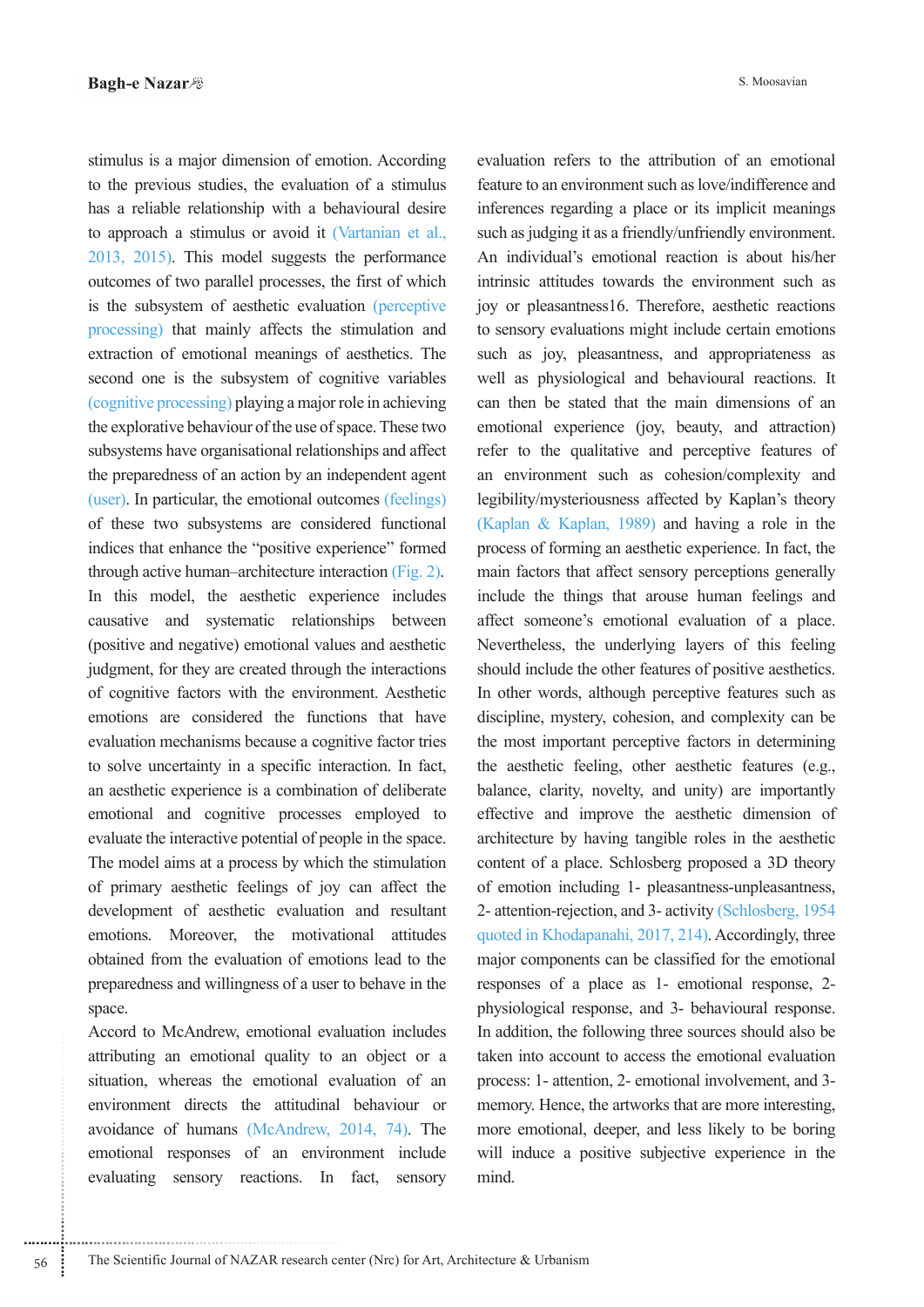stimulus is a major dimension of emotion. According to the previous studies, the evaluation of a stimulus has a reliable relationship with a behavioural desire to approach a stimulus or avoid it (Vartanian et al., 2013, 2015). This model suggests the performance outcomes of two parallel processes, the first of which is the subsystem of aesthetic evaluation (perceptive processing) that mainly affects the stimulation and extraction of emotional meanings of aesthetics. The second one is the subsystem of cognitive variables (cognitive processing) playing a major role in achieving the explorative behaviour of the use of space. These two subsystems have organisational relationships and affect the preparedness of an action by an independent agent (user). In particular, the emotional outcomes (feelings) of these two subsystems are considered functional indices that enhance the "positive experience" formed through active human–architecture interaction (Fig. 2). In this model, the aesthetic experience includes causative and systematic relationships between (positive and negative) emotional values and aesthetic judgment, for they are created through the interactions of cognitive factors with the environment. Aesthetic emotions are considered the functions that have evaluation mechanisms because a cognitive factor tries to solve uncertainty in a specific interaction. In fact, an aesthetic experience is a combination of deliberate emotional and cognitive processes employed to evaluate the interactive potential of people in the space. The model aims at a process by which the stimulation of primary aesthetic feelings of joy can affect the development of aesthetic evaluation and resultant emotions. Moreover, the motivational attitudes obtained from the evaluation of emotions lead to the preparedness and willingness of a user to behave in the space.

Accord to McAndrew, emotional evaluation includes attributing an emotional quality to an object or a situation, whereas the emotional evaluation of an environment directs the attitudinal behaviour or avoidance of humans (McAndrew, 2014, 74). The emotional responses of an environment include evaluating sensory reactions. In fact, sensory evaluation refers to the attribution of an emotional feature to an environment such as love/indifference and inferences regarding a place or its implicit meanings such as judging it as a friendly/unfriendly environment. An individual's emotional reaction is about his/her intrinsic attitudes towards the environment such as joy or pleasantness16. Therefore, aesthetic reactions to sensory evaluations might include certain emotions such as joy, pleasantness, and appropriateness as well as physiological and behavioural reactions. It can then be stated that the main dimensions of an emotional experience (joy, beauty, and attraction) refer to the qualitative and perceptive features of an environment such as cohesion/complexity and legibility/mysteriousness affected by Kaplan's theory (Kaplan & Kaplan, 1989) and having a role in the process of forming an aesthetic experience. In fact, the main factors that affect sensory perceptions generally include the things that arouse human feelings and affect someone's emotional evaluation of a place. Nevertheless, the underlying layers of this feeling should include the other features of positive aesthetics. In other words, although perceptive features such as discipline, mystery, cohesion, and complexity can be the most important perceptive factors in determining the aesthetic feeling, other aesthetic features (e.g., balance, clarity, novelty, and unity) are importantly effective and improve the aesthetic dimension of architecture by having tangible roles in the aesthetic content of a place. Schlosberg proposed a 3D theory of emotion including 1- pleasantness-unpleasantness, 2- attention-rejection, and 3- activity (Schlosberg, 1954 quoted in Khodapanahi, 2017, 214). Accordingly, three major components can be classified for the emotional responses of a place as 1- emotional response, 2- physiological response, and 3- behavioural response. In addition, the following three sources should also be taken into account to access the emotional evaluation process: 1- attention, 2- emotional involvement, and 3- memory. Hence, the artworks that are more interesting, more emotional, deeper, and less likely to be boring will induce a positive subjective experience in the mind.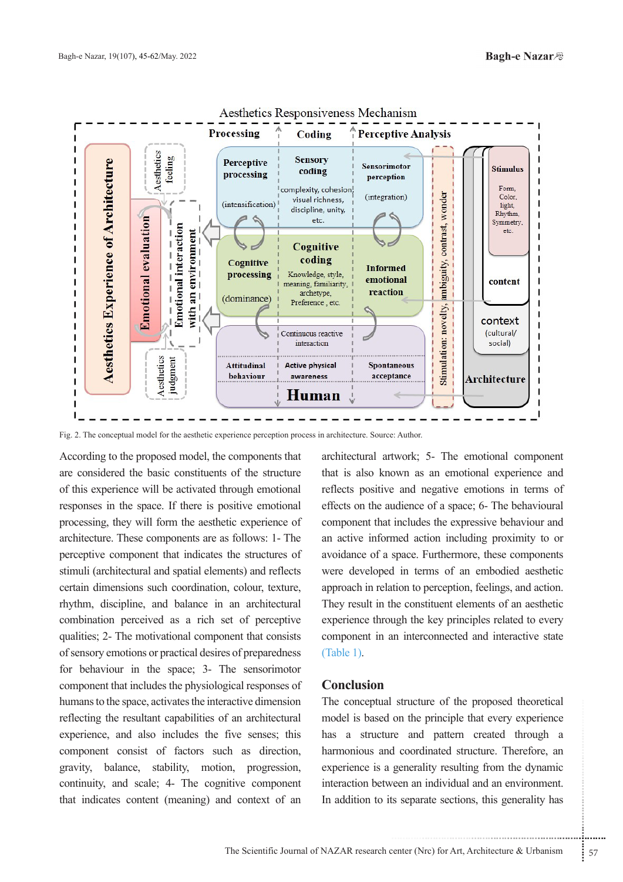Fig. 2. The conceptual model for the aesthetic experience perception process in architecture. Source: Author.

According to the proposed model, the components that are considered the basic constituents of the structure of this experience will be activated through emotional responses in the space. If there is positive emotional processing, they will form the aesthetic experience of architecture. These components are as follows: 1- The perceptive component that indicates the structures of stimuli (architectural and spatial elements) and reflects certain dimensions such coordination, colour, texture, rhythm, discipline, and balance in an architectural combination perceived as a rich set of perceptive qualities; 2- The motivational component that consists of sensory emotions or practical desires of preparedness for behaviour in the space; 3- The sensorimotor component that includes the physiological responses of humans to the space, activates the interactive dimension reflecting the resultant capabilities of an architectural experience, and also includes the five senses; this component consist of factors such as direction, gravity, balance, stability, motion, progression, continuity, and scale; 4- The cognitive component that indicates content (meaning) and context of an architectural artwork; 5- The emotional component that is also known as an emotional experience and reflects positive and negative emotions in terms of effects on the audience of a space; 6- The behavioural component that includes the expressive behaviour and an active informed action including proximity to or avoidance of a space. Furthermore, these components were developed in terms of an embodied aesthetic approach in relation to perception, feelings, and action. They result in the constituent elements of an aesthetic experience through the key principles related to every component in an interconnected and interactive state (Table 1).

## Conclusion

The conceptual structure of the proposed theoretical model is based on the principle that every experience has a structure and pattern created through a harmonious and coordinated structure. Therefore, an experience is a generality resulting from the dynamic interaction between an individual and an environment. In addition to its separate sections, this generality has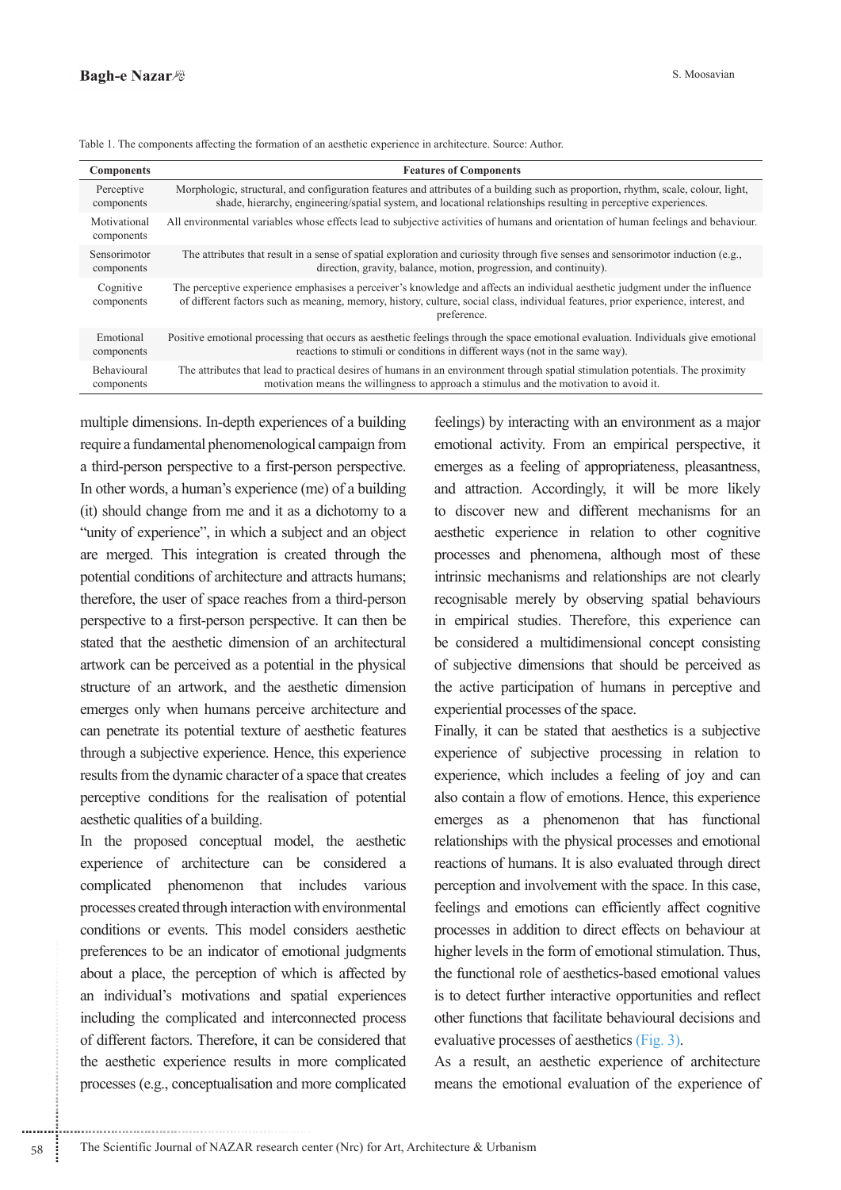Table 1. The components affecting the formation of an aesthetic experience in architecture. Source: Author.

| Components | Features of Components |
| --- | --- |
| Perceptive components | Morphologic, structural, and configuration features and attributes of a building such as proportion, rhythm, scale, colour, light, shade, hierarchy, engineering/spatial system, and locational relationships resulting in perceptive experiences. |
| Motivational components | All environmental variables whose effects lead to subjective activities of humans and orientation of human feelings and behaviour. |
| Sensorimotor components | The attributes that result in a sense of spatial exploration and curiosity through five senses and sensorimotor induction (e.g., direction, gravity, balance, motion, progression, and continuity). |
| Cognitive components | The perceptive experience emphasises a perceiver's knowledge and affects an individual aesthetic judgment under the influence of different factors such as meaning, memory, history, culture, social class, individual features, prior experience, interest, and preference. |
| Emotional components | Positive emotional processing that occurs as aesthetic feelings through the space emotional evaluation. Individuals give emotional reactions to stimuli or conditions in different ways (not in the same way). |
| Behavioural components | The attributes that lead to practical desires of humans in an environment through spatial stimulation potentials. The proximity motivation means the willingness to approach a stimulus and the motivation to avoid it. |

multiple dimensions. In-depth experiences of a building require a fundamental phenomenological campaign from a third-person perspective to a first-person perspective. In other words, a human's experience (me) of a building (it) should change from me and it as a dichotomy to a "unity of experience", in which a subject and an object are merged. This integration is created through the potential conditions of architecture and attracts humans; therefore, the user of space reaches from a third-person perspective to a first-person perspective. It can then be stated that the aesthetic dimension of an architectural artwork can be perceived as a potential in the physical structure of an artwork, and the aesthetic dimension emerges only when humans perceive architecture and can penetrate its potential texture of aesthetic features through a subjective experience. Hence, this experience results from the dynamic character of a space that creates perceptive conditions for the realisation of potential aesthetic qualities of a building.

In the proposed conceptual model, the aesthetic experience of architecture can be considered a complicated phenomenon that includes various processes created through interaction with environmental conditions or events. This model considers aesthetic preferences to be an indicator of emotional judgments about a place, the perception of which is affected by an individual's motivations and spatial experiences including the complicated and interconnected process of different factors. Therefore, it can be considered that the aesthetic experience results in more complicated processes (e.g., conceptualisation and more complicated feelings) by interacting with an environment as a major emotional activity. From an empirical perspective, it emerges as a feeling of appropriateness, pleasantness, and attraction. Accordingly, it will be more likely to discover new and different mechanisms for an aesthetic experience in relation to other cognitive processes and phenomena, although most of these intrinsic mechanisms and relationships are not clearly recognisable merely by observing spatial behaviours in empirical studies. Therefore, this experience can be considered a multidimensional concept consisting of subjective dimensions that should be perceived as the active participation of humans in perceptive and experiential processes of the space.

Finally, it can be stated that aesthetics is a subjective experience of subjective processing in relation to experience, which includes a feeling of joy and can also contain a flow of emotions. Hence, this experience emerges as a phenomenon that has functional relationships with the physical processes and emotional reactions of humans. It is also evaluated through direct perception and involvement with the space. In this case, feelings and emotions can efficiently affect cognitive processes in addition to direct effects on behaviour at higher levels in the form of emotional stimulation. Thus, the functional role of aesthetics-based emotional values is to detect further interactive opportunities and reflect other functions that facilitate behavioural decisions and evaluative processes of aesthetics (Fig. 3).

As a result, an aesthetic experience of architecture means the emotional evaluation of the experience of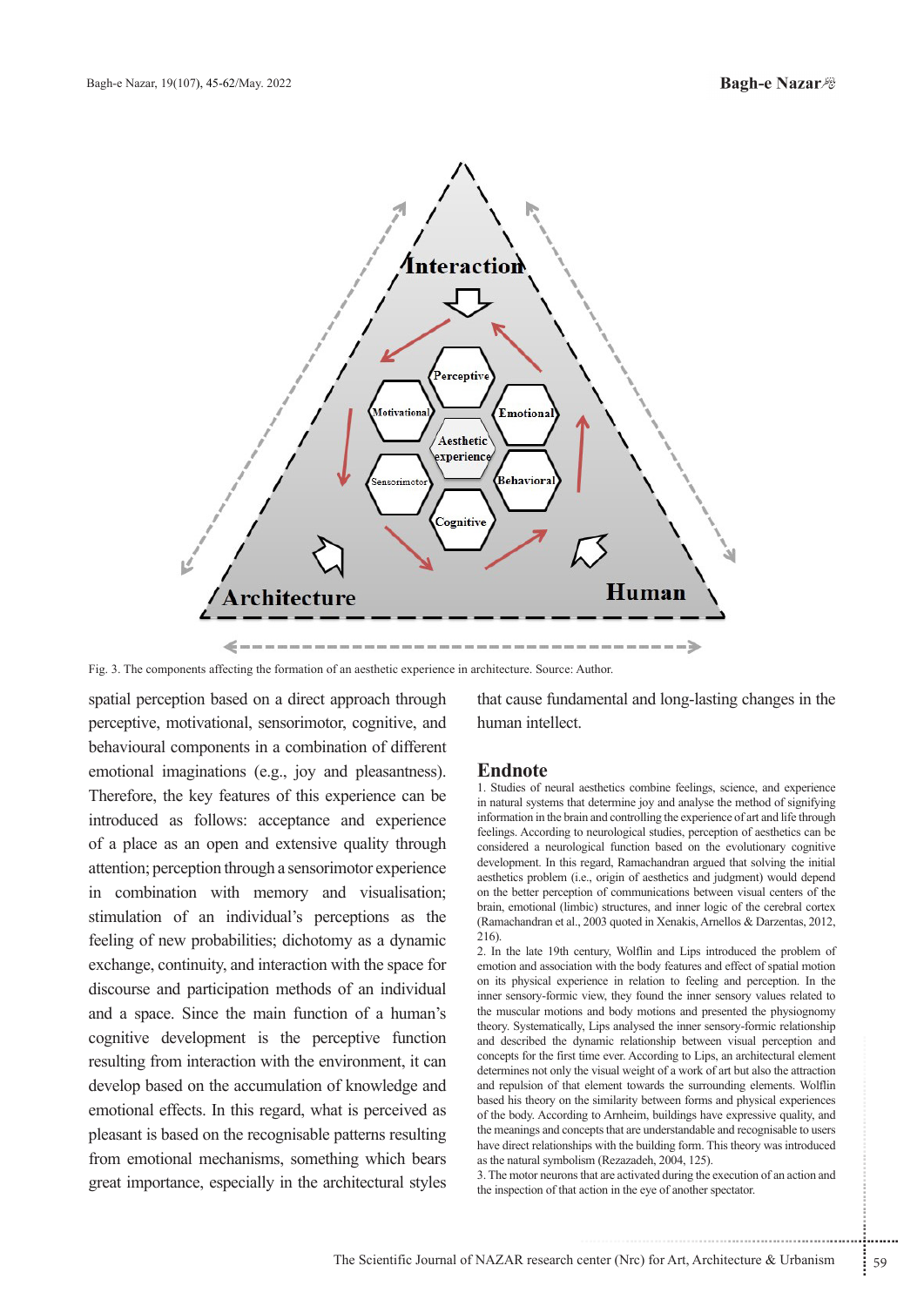Fig. 3. The components affecting the formation of an aesthetic experience in architecture. Source: Author.

spatial perception based on a direct approach through perceptive, motivational, sensorimotor, cognitive, and behavioural components in a combination of different emotional imaginations (e.g., joy and pleasantness). Therefore, the key features of this experience can be introduced as follows: acceptance and experience of a place as an open and extensive quality through attention; perception through a sensorimotor experience in combination with memory and visualisation; stimulation of an individual's perceptions as the feeling of new probabilities; dichotomy as a dynamic exchange, continuity, and interaction with the space for discourse and participation methods of an individual and a space. Since the main function of a human's cognitive development is the perceptive function resulting from interaction with the environment, it can develop based on the accumulation of knowledge and emotional effects. In this regard, what is perceived as pleasant is based on the recognisable patterns resulting from emotional mechanisms, something which bears great importance, especially in the architectural styles that cause fundamental and long-lasting changes in the human intellect.

## Endnote

1. Studies of neural aesthetics combine feelings, science, and experience in natural systems that determine joy and analyse the method of signifying information in the brain and controlling the experience of art and life through feelings. According to neurological studies, perception of aesthetics can be considered a neurological function based on the evolutionary cognitive development. In this regard, Ramachandran argued that solving the initial aesthetics problem (i.e., origin of aesthetics and judgment) would depend on the better perception of communications between visual centers of the brain, emotional (limbic) structures, and inner logic of the cerebral cortex (Ramachandran et al., 2003 quoted in Xenakis, Arnellos & Darzentas, 2012, 216).

2. In the late 19th century, Wolflin and Lips introduced the problem of emotion and association with the body features and effect of spatial motion on its physical experience in relation to feeling and perception. In the inner sensory-formic view, they found the inner sensory values related to the muscular motions and body motions and presented the physiognomy theory. Systematically, Lips analysed the inner sensory-formic relationship and described the dynamic relationship between visual perception and concepts for the first time ever. According to Lips, an architectural element determines not only the visual weight of a work of art but also the attraction and repulsion of that element towards the surrounding elements. Wolflin based his theory on the similarity between forms and physical experiences of the body. According to Arnheim, buildings have expressive quality, and the meanings and concepts that are understandable and recognisable to users have direct relationships with the building form. This theory was introduced as the natural symbolism (Rezazadeh, 2004, 125).

3. The motor neurons that are activated during the execution of an action and the inspection of that action in the eye of another spectator.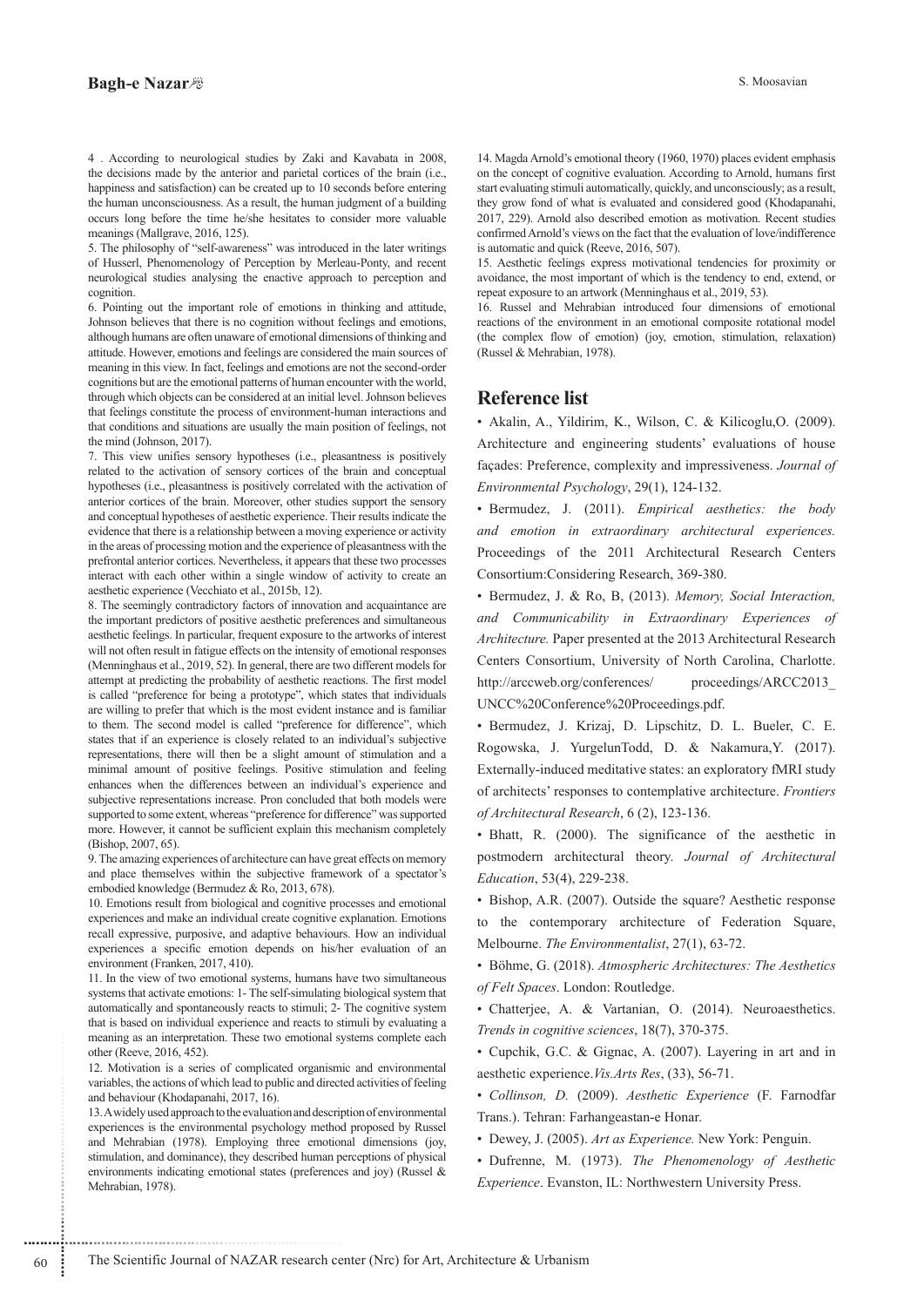4 . According to neurological studies by Zaki and Kavabata in 2008, the decisions made by the anterior and parietal cortices of the brain (i.e., happiness and satisfaction) can be created up to 10 seconds before entering the human unconsciousness. As a result, the human judgment of a building occurs long before the time he/she hesitates to consider more valuable meanings (Mallgrave, 2016, 125).

5. The philosophy of "self-awareness" was introduced in the later writings of Husserl, Phenomenology of Perception by Merleau-Ponty, and recent neurological studies analysing the enactive approach to perception and cognition.

6. Pointing out the important role of emotions in thinking and attitude, Johnson believes that there is no cognition without feelings and emotions, although humans are often unaware of emotional dimensions of thinking and attitude. However, emotions and feelings are considered the main sources of meaning in this view. In fact, feelings and emotions are not the second-order cognitions but are the emotional patterns of human encounter with the world, through which objects can be considered at an initial level. Johnson believes that feelings constitute the process of environment-human interactions and that conditions and situations are usually the main position of feelings, not the mind (Johnson, 2017).

7. This view unifies sensory hypotheses (i.e., pleasantness is positively related to the activation of sensory cortices of the brain and conceptual hypotheses (i.e., pleasantness is positively correlated with the activation of anterior cortices of the brain. Moreover, other studies support the sensory and conceptual hypotheses of aesthetic experience. Their results indicate the evidence that there is a relationship between a moving experience or activity in the areas of processing motion and the experience of pleasantness with the prefrontal anterior cortices. Nevertheless, it appears that these two processes interact with each other within a single window of activity to create an aesthetic experience (Vecchiato et al., 2015b, 12).

8. The seemingly contradictory factors of innovation and acquaintance are the important predictors of positive aesthetic preferences and simultaneous aesthetic feelings. In particular, frequent exposure to the artworks of interest will not often result in fatigue effects on the intensity of emotional responses (Menninghaus et al., 2019, 52). In general, there are two different models for attempt at predicting the probability of aesthetic reactions. The first model is called "preference for being a prototype", which states that individuals are willing to prefer that which is the most evident instance and is familiar to them. The second model is called "preference for difference", which states that if an experience is closely related to an individual's subjective representations, there will then be a slight amount of stimulation and a minimal amount of positive feelings. Positive stimulation and feeling enhances when the differences between an individual's experience and subjective representations increase. Pron concluded that both models were supported to some extent, whereas "preference for difference" was supported more. However, it cannot be sufficient explain this mechanism completely (Bishop, 2007, 65).

9. The amazing experiences of architecture can have great effects on memory and place themselves within the subjective framework of a spectator's embodied knowledge (Bermudez & Ro, 2013, 678).

10. Emotions result from biological and cognitive processes and emotional experiences and make an individual create cognitive explanation. Emotions recall expressive, purposive, and adaptive behaviours. How an individual experiences a specific emotion depends on his/her evaluation of an environment (Franken, 2017, 410).

11. In the view of two emotional systems, humans have two simultaneous systems that activate emotions: 1- The self-simulating biological system that automatically and spontaneously reacts to stimuli; 2- The cognitive system that is based on individual experience and reacts to stimuli by evaluating a meaning as an interpretation. These two emotional systems complete each other (Reeve, 2016, 452).

12. Motivation is a series of complicated organismic and environmental variables, the actions of which lead to public and directed activities of feeling and behaviour (Khodapanahi, 2017, 16).

13. A widely used approach to the evaluation and description of environmental experiences is the environmental psychology method proposed by Russel and Mehrabian (1978). Employing three emotional dimensions (joy, stimulation, and dominance), they described human perceptions of physical environments indicating emotional states (preferences and joy) (Russel & Mehrabian, 1978).

14. Magda Arnold's emotional theory (1960, 1970) places evident emphasis on the concept of cognitive evaluation. According to Arnold, humans first start evaluating stimuli automatically, quickly, and unconsciously; as a result, they grow fond of what is evaluated and considered good (Khodapanahi, 2017, 229). Arnold also described emotion as motivation. Recent studies confirmed Arnold's views on the fact that the evaluation of love/indifference is automatic and quick (Reeve, 2016, 507).

15. Aesthetic feelings express motivational tendencies for proximity or avoidance, the most important of which is the tendency to end, extend, or repeat exposure to an artwork (Menninghaus et al., 2019, 53).

16. Russel and Mehrabian introduced four dimensions of emotional reactions of the environment in an emotional composite rotational model (the complex flow of emotion) (joy, emotion, stimulation, relaxation) (Russel & Mehrabian, 1978).

## Reference list

• Akalin, A., Yildirim, K., Wilson, C. & Kilicoglu,O. (2009). Architecture and engineering students' evaluations of house façades: Preference, complexity and impressiveness. *Journal of Environmental Psychology*, 29(1), 124-132.

• Bermudez, J. (2011). *Empirical aesthetics: the body and emotion in extraordinary architectural experiences.* Proceedings of the 2011 Architectural Research Centers Consortium:Considering Research, 369-380.

• Bermudez, J. & Ro, B, (2013). *Memory, Social Interaction, and Communicability in Extraordinary Experiences of Architecture.* Paper presented at the 2013 Architectural Research Centers Consortium, University of North Carolina, Charlotte. http://arccweb.org/conferences/ proceedings/ARCC2013_UNCC%20Conference%20Proceedings.pdf.

• Bermudez, J. Krizaj, D. Lipschitz, D. L. Bueler, C. E. Rogowska, J. YurgelunTodd, D. & Nakamura,Y. (2017). Externally-induced meditative states: an exploratory fMRI study of architects' responses to contemplative architecture. *Frontiers of Architectural Research*, 6 (2), 123-136.

• Bhatt, R. (2000). The significance of the aesthetic in postmodern architectural theory. *Journal of Architectural Education*, 53(4), 229-238.

• Bishop, A.R. (2007). Outside the square? Aesthetic response to the contemporary architecture of Federation Square, Melbourne. *The Environmentalist*, 27(1), 63-72.

• Böhme, G. (2018). *Atmospheric Architectures: The Aesthetics of Felt Spaces*. London: Routledge.

• Chatterjee, A. & Vartanian, O. (2014). Neuroaesthetics. *Trends in cognitive sciences*, 18(7), 370-375.

• Cupchik, G.C. & Gignac, A. (2007). Layering in art and in aesthetic experience.*Vis.Arts Res*, (33), 56-71.

• *Collinson, D.* (2009). *Aesthetic Experience* (F. Farnodfar Trans.). Tehran: Farhangeastan-e Honar.

• Dewey, J. (2005). *Art as Experience.* New York: Penguin.

• Dufrenne, M. (1973). *The Phenomenology of Aesthetic Experience*. Evanston, IL: Northwestern University Press.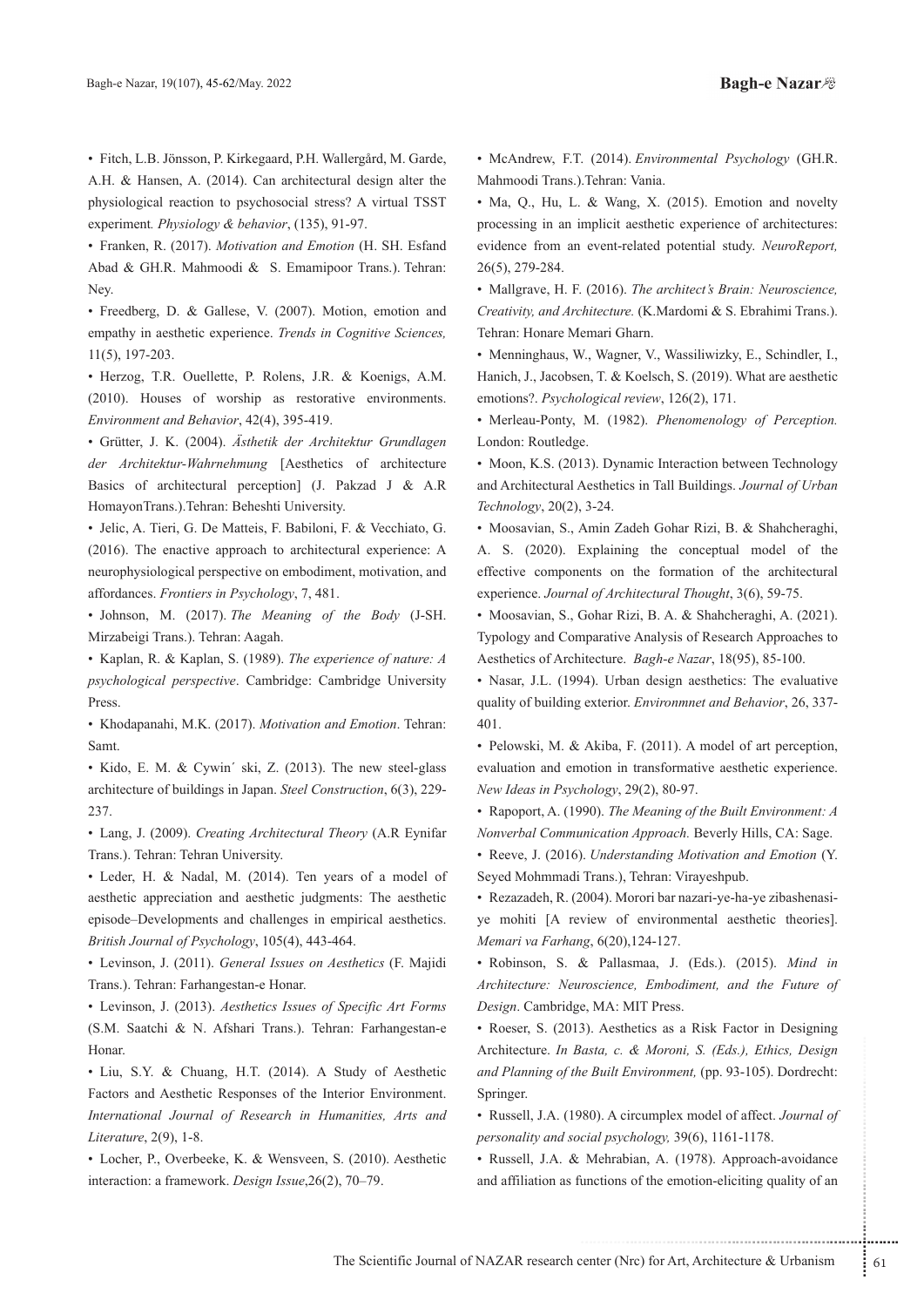• Fitch, L.B. Jönsson, P. Kirkegaard, P.H. Wallergård, M. Garde, A.H. & Hansen, A. (2014). Can architectural design alter the physiological reaction to psychosocial stress? A virtual TSST experiment*. Physiology & behavior*, (135), 91-97.

• Franken, R. (2017). *Motivation and Emotion* (H. SH. Esfand Abad & GH.R. Mahmoodi & S. Emamipoor Trans.). Tehran: Ney.

• Freedberg, D. & Gallese, V. (2007). Motion, emotion and empathy in aesthetic experience. *Trends in Cognitive Sciences,* 11(5), 197-203.

• Herzog, T.R. Ouellette, P. Rolens, J.R. & Koenigs, A.M. (2010). Houses of worship as restorative environments. *Environment and Behavior*, 42(4), 395-419.

• Grütter, J. K. (2004). *Ästhetik der Architektur Grundlagen der Architektur-Wahrnehmung* [Aesthetics of architecture Basics of architectural perception] (J. Pakzad J & A.R HomayonTrans.).Tehran: Beheshti University.

• Jelic, A. Tieri, G. De Matteis, F. Babiloni, F. & Vecchiato, G. (2016). The enactive approach to architectural experience: A neurophysiological perspective on embodiment, motivation, and affordances. *Frontiers in Psychology*, 7, 481.

• Johnson, M. (2017). *The Meaning of the Body* (J-SH. Mirzabeigi Trans.). Tehran: Aagah.

• Kaplan, R. & Kaplan, S. (1989). *The experience of nature: A psychological perspective*. Cambridge: Cambridge University Press.

• Khodapanahi, M.K. (2017). *Motivation and Emotion*. Tehran: Samt.

• Kido, E. M. & Cywin´ ski, Z. (2013). The new steel-glass architecture of buildings in Japan. *Steel Construction*, 6(3), 229-237.

• Lang, J. (2009). *Creating Architectural Theory* (A.R Eynifar Trans.). Tehran: Tehran University.

• Leder, H. & Nadal, M. (2014). Ten years of a model of aesthetic appreciation and aesthetic judgments: The aesthetic episode–Developments and challenges in empirical aesthetics. *British Journal of Psychology*, 105(4), 443-464.

• Levinson, J. (2011). *General Issues on Aesthetics* (F. Majidi Trans.). Tehran: Farhangestan-e Honar.

• Levinson, J. (2013). *Aesthetics Issues of Specific Art Forms* (S.M. Saatchi & N. Afshari Trans.). Tehran: Farhangestan-e Honar.

• Liu, S.Y. & Chuang, H.T. (2014). A Study of Aesthetic Factors and Aesthetic Responses of the Interior Environment. *International Journal of Research in Humanities, Arts and Literature*, 2(9), 1-8.

• Locher, P., Overbeeke, K. & Wensveen, S. (2010). Aesthetic interaction: a framework. *Design Issue*,26(2), 70–79.

• McAndrew, F.T. (2014). *Environmental Psychology* (GH.R. Mahmoodi Trans.).Tehran: Vania.

• Ma, Q., Hu, L. & Wang, X. (2015). Emotion and novelty processing in an implicit aesthetic experience of architectures: evidence from an event-related potential study. *NeuroReport,* 26(5), 279-284.

• Mallgrave, H. F. (2016). *The architect's Brain: Neuroscience, Creativity, and Architecture.* (K.Mardomi & S. Ebrahimi Trans.). Tehran: Honare Memari Gharn.

• Menninghaus, W., Wagner, V., Wassiliwizky, E., Schindler, I., Hanich, J., Jacobsen, T. & Koelsch, S. (2019). What are aesthetic emotions?. *Psychological review*, 126(2), 171.

• Merleau-Ponty, M. (1982). *Phenomenology of Perception.* London: Routledge.

• Moon, K.S. (2013). Dynamic Interaction between Technology and Architectural Aesthetics in Tall Buildings. *Journal of Urban Technology*, 20(2), 3-24.

• Moosavian, S., Amin Zadeh Gohar Rizi, B. & Shahcheraghi, A. S. (2020). Explaining the conceptual model of the effective components on the formation of the architectural experience. *Journal of Architectural Thought*, 3(6), 59-75.

• Moosavian, S., Gohar Rizi, B. A. & Shahcheraghi, A. (2021). Typology and Comparative Analysis of Research Approaches to Aesthetics of Architecture. *Bagh-e Nazar*, 18(95), 85-100.

• Nasar, J.L. (1994). Urban design aesthetics: The evaluative quality of building exterior. *Environmnet and Behavior*, 26, 337-401.

• Pelowski, M. & Akiba, F. (2011). A model of art perception, evaluation and emotion in transformative aesthetic experience. *New Ideas in Psychology*, 29(2), 80-97.

• Rapoport, A. (1990). *The Meaning of the Built Environment: A Nonverbal Communication Approach.* Beverly Hills, CA: Sage.

• Reeve, J. (2016). *Understanding Motivation and Emotion* (Y. Seyed Mohmmadi Trans.), Tehran: Virayeshpub.

• Rezazadeh, R. (2004). Morori bar nazari-ye-ha-ye zibashenasi-ye mohiti [A review of environmental aesthetic theories]. *Memari va Farhang*, 6(20),124-127.

• Robinson, S. & Pallasmaa, J. (Eds.). (2015). *Mind in Architecture: Neuroscience, Embodiment, and the Future of Design*. Cambridge, MA: MIT Press.

• Roeser, S. (2013). Aesthetics as a Risk Factor in Designing Architecture. *In Basta, c. & Moroni, S. (Eds.), Ethics, Design and Planning of the Built Environment,* (pp. 93-105). Dordrecht: Springer.

• Russell, J.A. (1980). A circumplex model of affect. *Journal of personality and social psychology,* 39(6), 1161-1178.

• Russell, J.A. & Mehrabian, A. (1978). Approach-avoidance and affiliation as functions of the emotion-eliciting quality of an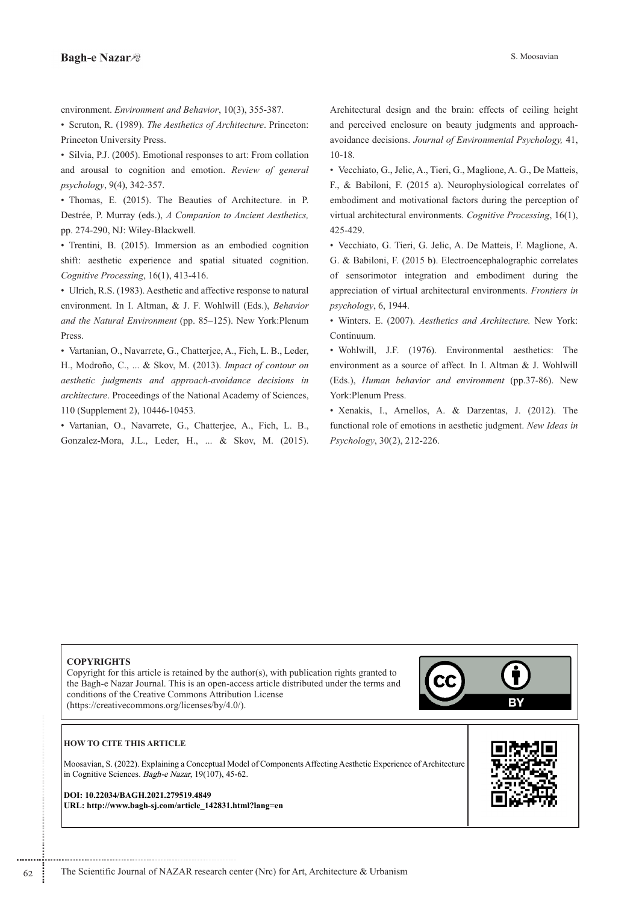environment. *Environment and Behavior*, 10(3), 355-387.

- Scruton, R. (1989). *The Aesthetics of Architecture*. Princeton: Princeton University Press.
- Silvia, P.J. (2005). Emotional responses to art: From collation and arousal to cognition and emotion. *Review of general psychology*, 9(4), 342-357.
- Thomas, E. (2015). The Beauties of Architecture. in P. Destrée, P. Murray (eds.), *A Companion to Ancient Aesthetics,* pp. 274-290, NJ: Wiley-Blackwell.
- Trentini, B. (2015). Immersion as an embodied cognition shift: aesthetic experience and spatial situated cognition. *Cognitive Processing*, 16(1), 413-416.
- Ulrich, R.S. (1983). Aesthetic and affective response to natural environment. In I. Altman, & J. F. Wohlwill (Eds.), *Behavior and the Natural Environment* (pp. 85–125). New York:Plenum Press.
- Vartanian, O., Navarrete, G., Chatterjee, A., Fich, L. B., Leder, H., Modroño, C., ... & Skov, M. (2013). *Impact of contour on aesthetic judgments and approach-avoidance decisions in architecture*. Proceedings of the National Academy of Sciences, 110 (Supplement 2), 10446-10453.
- Vartanian, O., Navarrete, G., Chatterjee, A., Fich, L. B., Gonzalez-Mora, J.L., Leder, H., ... & Skov, M. (2015). Architectural design and the brain: effects of ceiling height and perceived enclosure on beauty judgments and approach-avoidance decisions. *Journal of Environmental Psychology,* 41, 10-18.
- Vecchiato, G., Jelic, A., Tieri, G., Maglione, A. G., De Matteis, F., & Babiloni, F. (2015 a). Neurophysiological correlates of embodiment and motivational factors during the perception of virtual architectural environments. *Cognitive Processing*, 16(1), 425-429.
- Vecchiato, G. Tieri, G. Jelic, A. De Matteis, F. Maglione, A. G. & Babiloni, F. (2015 b). Electroencephalographic correlates of sensorimotor integration and embodiment during the appreciation of virtual architectural environments. *Frontiers in psychology*, 6, 1944.
- Winters. E. (2007). *Aesthetics and Architecture.* New York: Continuum.
- Wohlwill, J.F. (1976). Environmental aesthetics: The environment as a source of affect*.* In I. Altman & J. Wohlwill (Eds.), *Human behavior and environment* (pp.37-86). New York:Plenum Press.
- Xenakis, I., Arnellos, A. & Darzentas, J. (2012). The functional role of emotions in aesthetic judgment. *New Ideas in Psychology*, 30(2), 212-226.

**COPYRIGHTS**

Copyright for this article is retained by the author(s), with publication rights granted to the Bagh-e Nazar Journal. This is an open-access article distributed under the terms and conditions of the Creative Commons Attribution License (https://creativecommons.org/licenses/by/4.0/).

**HOW TO CITE THIS ARTICLE**

Moosavian, S. (2022). Explaining a Conceptual Model of Components Affecting Aesthetic Experience of Architecture in Cognitive Sciences. *Bagh-e Nazar*, 19(107), 45-62.

**DOI: 10.22034/BAGH.2021.279519.4849**
**URL: http://www.bagh-sj.com/article_142831.html?lang=en**